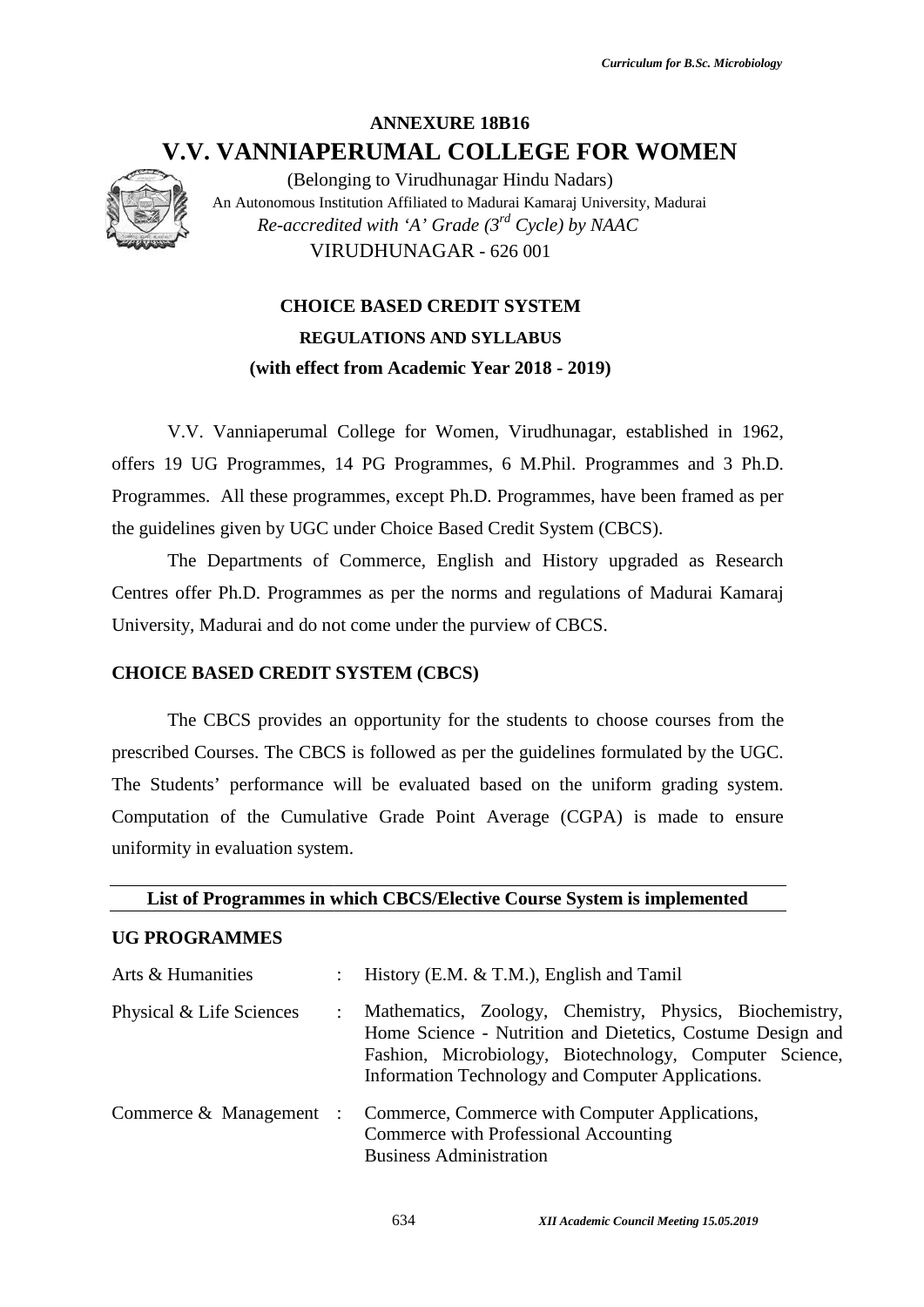# ANNEXURE 18B16

# V.V. VANNIAPERUMAL COLLEGE FOR WOMEN

(Belonging to Virudhunagar Hindu Nadars)

An Autonomous Institution Affiliated to Madurai Kamaraj University, Madurai

*Re-accredited with 'A' Grade (3rd Cycle) by NAAC*

VIRUDHUNAGAR - 626 001

## CHOICE BASED CREDIT SYSTEM

### REGULATIONS AND SYLLABUS

**(with effect from Academic Year 2018 - 2019)**

V.V. Vanniaperumal College for Women, Virudhunagar, established in 1962, offers 19 UG Programmes, 14 PG Programmes, 6 M.Phil. Programmes and 3 Ph.D. Programmes. All these programmes, except Ph.D. Programmes, have been framed as per the guidelines given by UGC under Choice Based Credit System (CBCS).

The Departments of Commerce, English and History upgraded as Research Centres offer Ph.D. Programmes as per the norms and regulations of Madurai Kamaraj University, Madurai and do not come under the purview of CBCS.

## CHOICE BASED CREDIT SYSTEM (CBCS)

The CBCS provides an opportunity for the students to choose courses from the prescribed Courses. The CBCS is followed as per the guidelines formulated by the UGC. The Students' performance will be evaluated based on the uniform grading system. Computation of the Cumulative Grade Point Average (CGPA) is made to ensure uniformity in evaluation system.

**List of Programmes in which CBCS/Elective Course System is implemented**

### UG PROGRAMMES

| | | |
|---|---|---|
| Arts & Humanities | : | History (E.M. & T.M.), English and Tamil |
| Physical & Life Sciences | : | Mathematics, Zoology, Chemistry, Physics, Biochemistry, Home Science - Nutrition and Dietetics, Costume Design and Fashion, Microbiology, Biotechnology, Computer Science, Information Technology and Computer Applications. |
| Commerce & Management | : | Commerce, Commerce with Computer Applications, Commerce with Professional Accounting, Business Administration |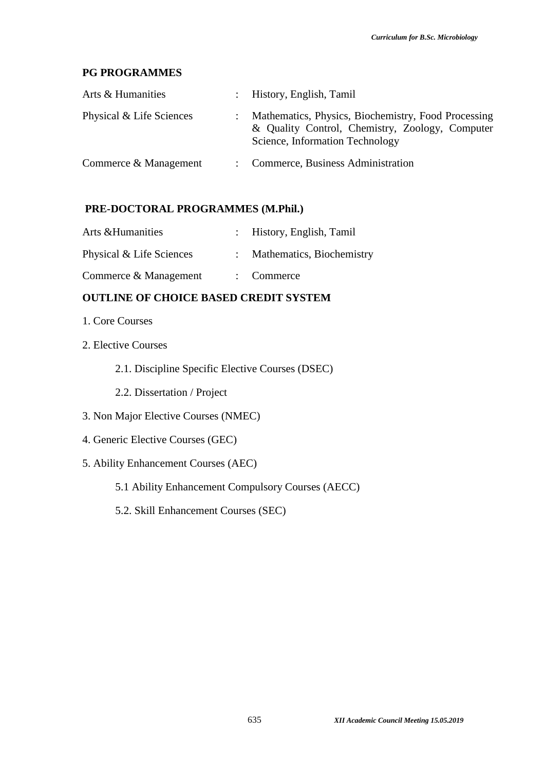**PG PROGRAMMES**

| | | |
|---|---|---|
| Arts & Humanities | : | History, English, Tamil |
| Physical & Life Sciences | : | Mathematics, Physics, Biochemistry, Food Processing & Quality Control, Chemistry, Zoology, Computer Science, Information Technology |
| Commerce & Management | : | Commerce, Business Administration |

**PRE-DOCTORAL PROGRAMMES (M.Phil.)**

| | | |
|---|---|---|
| Arts &Humanities | : | History, English, Tamil |
| Physical & Life Sciences | : | Mathematics, Biochemistry |
| Commerce & Management | : | Commerce |

**OUTLINE OF CHOICE BASED CREDIT SYSTEM**

1. Core Courses
2. Elective Courses
    - 2.1. Discipline Specific Elective Courses (DSEC)
    - 2.2. Dissertation / Project
3. Non Major Elective Courses (NMEC)
4. Generic Elective Courses (GEC)
5. Ability Enhancement Courses (AEC)
    - 5.1 Ability Enhancement Compulsory Courses (AECC)
    - 5.2. Skill Enhancement Courses (SEC)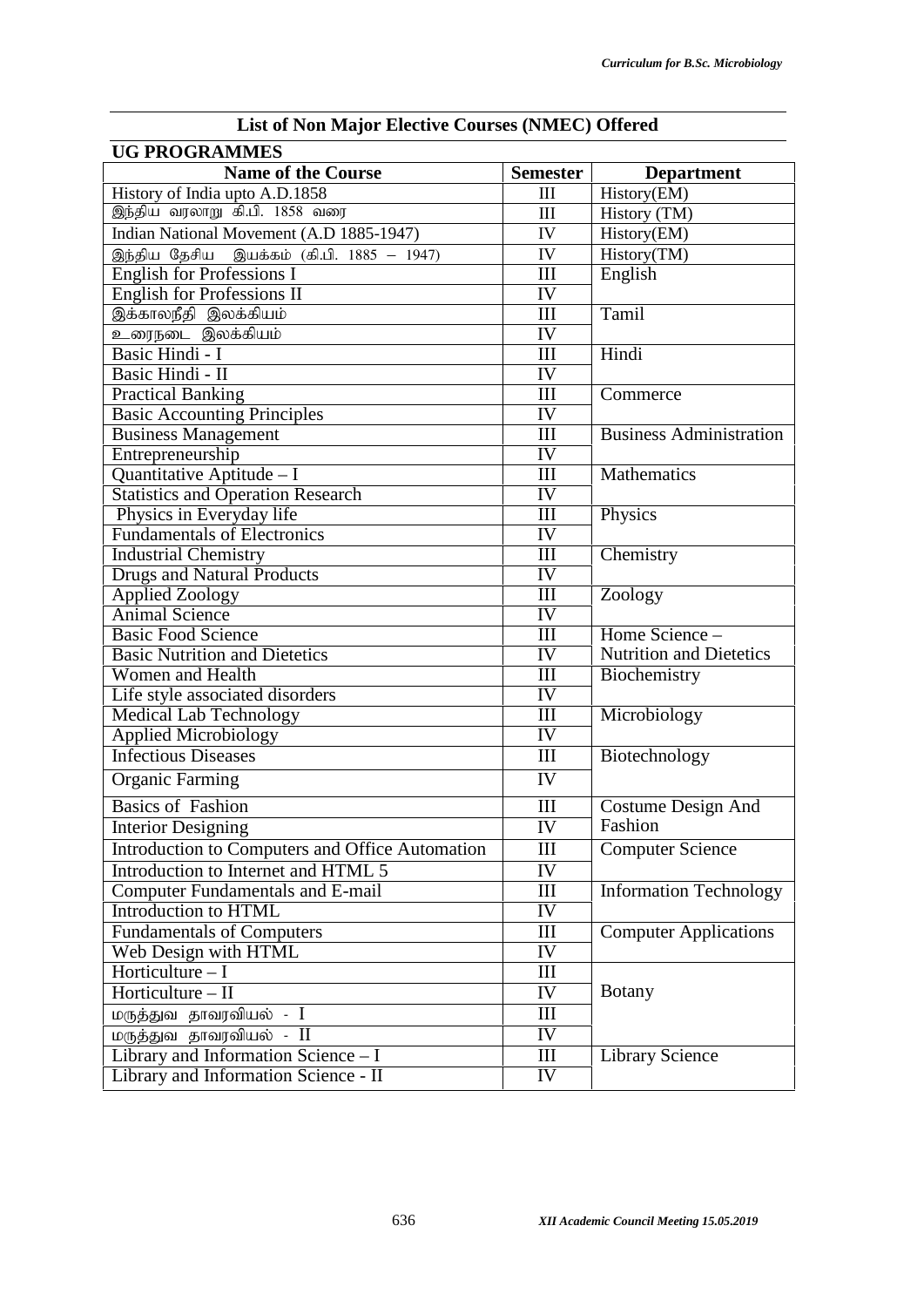## List of Non Major Elective Courses (NMEC) Offered

**UG PROGRAMMES**

| Name of the Course | Semester | Department |
|---|---|---|
| History of India upto A.D.1858 | III | History(EM) |
| இந்திய வரலாறு கி.பி. 1858 வரை | III | History (TM) |
| Indian National Movement (A.D 1885-1947) | IV | History(EM) |
| இந்திய தேசிய இயக்கம் (கி.பி. 1885 – 1947) | IV | History(TM) |
| English for Professions I | III | English |
| English for Professions II | IV | |
| இக்காலநீதி இலக்கியம் | III | Tamil |
| உரைநடை இலக்கியம் | IV | |
| Basic Hindi - I | III | Hindi |
| Basic Hindi - II | IV | |
| Practical Banking | III | Commerce |
| Basic Accounting Principles | IV | |
| Business Management | III | Business Administration |
| Entrepreneurship | IV | |
| Quantitative Aptitude – I | III | Mathematics |
| Statistics and Operation Research | IV | |
| Physics in Everyday life | III | Physics |
| Fundamentals of Electronics | IV | |
| Industrial Chemistry | III | Chemistry |
| Drugs and Natural Products | IV | |
| Applied Zoology | III | Zoology |
| Animal Science | IV | |
| Basic Food Science | III | Home Science – Nutrition and Dietetics |
| Basic Nutrition and Dietetics | IV | |
| Women and Health | III | Biochemistry |
| Life style associated disorders | IV | |
| Medical Lab Technology | III | Microbiology |
| Applied Microbiology | IV | |
| Infectious Diseases | III | Biotechnology |
| Organic Farming | IV | |
| Basics of Fashion | III | Costume Design And Fashion |
| Interior Designing | IV | |
| Introduction to Computers and Office Automation | III | Computer Science |
| Introduction to Internet and HTML 5 | IV | |
| Computer Fundamentals and E-mail | III | Information Technology |
| Introduction to HTML | IV | |
| Fundamentals of Computers | III | Computer Applications |
| Web Design with HTML | IV | |
| Horticulture – I | III | Botany |
| Horticulture – II | IV | |
| மருத்துவ தாவரவியல் - I | III | |
| மருத்துவ தாவரவியல் - II | IV | |
| Library and Information Science – I | III | Library Science |
| Library and Information Science - II | IV | |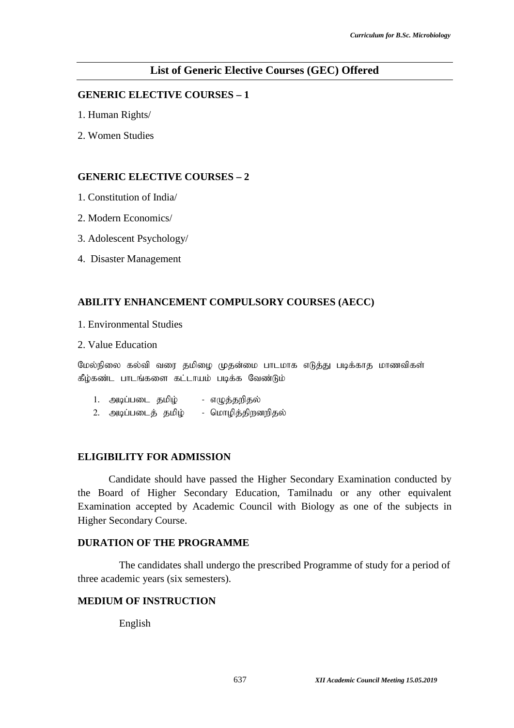## List of Generic Elective Courses (GEC) Offered

### GENERIC ELECTIVE COURSES – 1

1. Human Rights/
2. Women Studies

### GENERIC ELECTIVE COURSES – 2

1. Constitution of India/
2. Modern Economics/
3. Adolescent Psychology/
4. Disaster Management

### ABILITY ENHANCEMENT COMPULSORY COURSES (AECC)

1. Environmental Studies
2. Value Education

மேல்நிலை கல்வி வரை தமிழை முதன்மை பாடமாக எடுத்து படிக்காத மாணவிகள் கீழ்கண்ட பாடங்களை கட்டாயம் படிக்க வேண்டும்

1. அடிப்படை தமிழ் - எழுத்தறிதல்
2. அடிப்படைத் தமிழ் - மொழித்திறனறிதல்

### ELIGIBILITY FOR ADMISSION

Candidate should have passed the Higher Secondary Examination conducted by the Board of Higher Secondary Education, Tamilnadu or any other equivalent Examination accepted by Academic Council with Biology as one of the subjects in Higher Secondary Course.

### DURATION OF THE PROGRAMME

The candidates shall undergo the prescribed Programme of study for a period of three academic years (six semesters).

### MEDIUM OF INSTRUCTION

English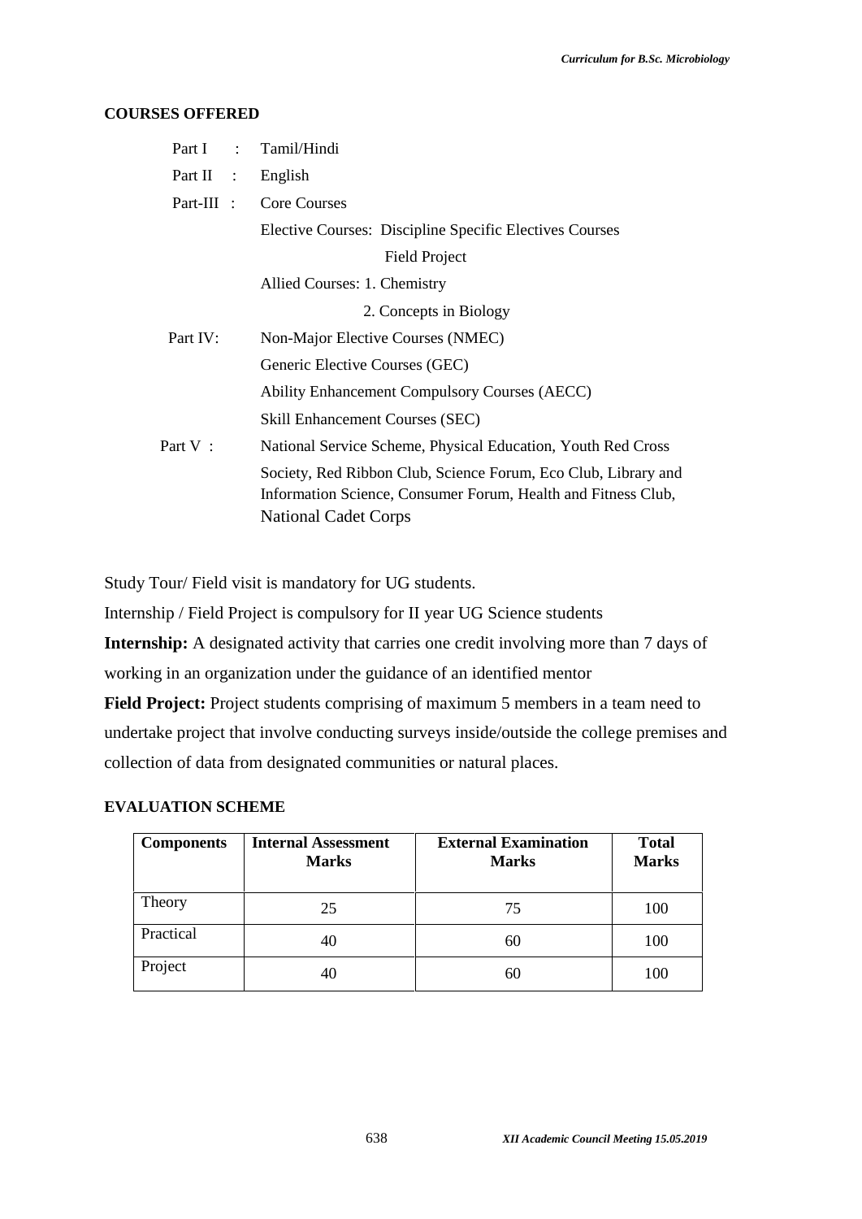### COURSES OFFERED

| | |
|---|---|
| Part I : | Tamil/Hindi |
| Part II : | English |
| Part-III : | Core Courses |
| | Elective Courses: Discipline Specific Electives Courses |
| | Field Project |
| | Allied Courses: 1. Chemistry |
| | 2. Concepts in Biology |
| Part IV: | Non-Major Elective Courses (NMEC) |
| | Generic Elective Courses (GEC) |
| | Ability Enhancement Compulsory Courses (AECC) |
| | Skill Enhancement Courses (SEC) |
| Part V : | National Service Scheme, Physical Education, Youth Red Cross Society, Red Ribbon Club, Science Forum, Eco Club, Library and Information Science, Consumer Forum, Health and Fitness Club, National Cadet Corps |

Study Tour/ Field visit is mandatory for UG students.

Internship / Field Project is compulsory for II year UG Science students

**Internship:** A designated activity that carries one credit involving more than 7 days of working in an organization under the guidance of an identified mentor

**Field Project:** Project students comprising of maximum 5 members in a team need to undertake project that involve conducting surveys inside/outside the college premises and collection of data from designated communities or natural places.

### EVALUATION SCHEME

| Components | Internal Assessment Marks | External Examination Marks | Total Marks |
|---|---|---|---|
| Theory | 25 | 75 | 100 |
| Practical | 40 | 60 | 100 |
| Project | 40 | 60 | 100 |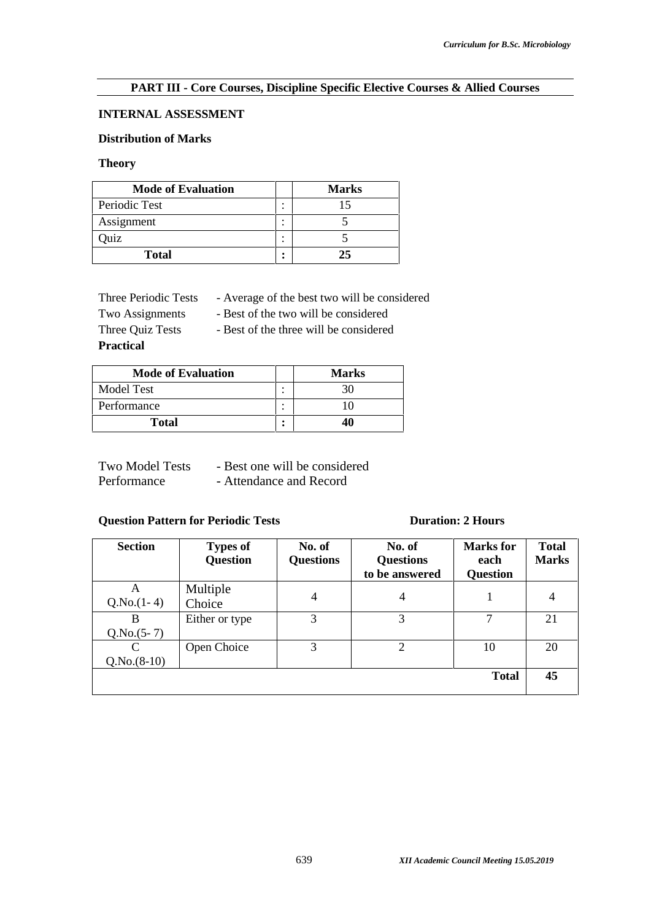## PART III - Core Courses, Discipline Specific Elective Courses & Allied Courses

**INTERNAL ASSESSMENT**

**Distribution of Marks**

**Theory**

| Mode of Evaluation | | Marks |
|---|---|---|
| Periodic Test | : | 15 |
| Assignment | : | 5 |
| Quiz | : | 5 |
| **Total** | **:** | **25** |

Three Periodic Tests - Average of the best two will be considered
Two Assignments - Best of the two will be considered
Three Quiz Tests - Best of the three will be considered

**Practical**

| Mode of Evaluation | | Marks |
|---|---|---|
| Model Test | : | 30 |
| Performance | : | 10 |
| **Total** | **:** | **40** |

Two Model Tests - Best one will be considered
Performance - Attendance and Record

**Question Pattern for Periodic Tests** **Duration: 2 Hours**

| Section | Types of Question | No. of Questions | No. of Questions to be answered | Marks for each Question | Total Marks |
|---|---|---|---|---|---|
| A Q.No.(1- 4) | Multiple Choice | 4 | 4 | 1 | 4 |
| B Q.No.(5- 7) | Either or type | 3 | 3 | 7 | 21 |
| C Q.No.(8-10) | Open Choice | 3 | 2 | 10 | 20 |
| | | | | **Total** | **45** |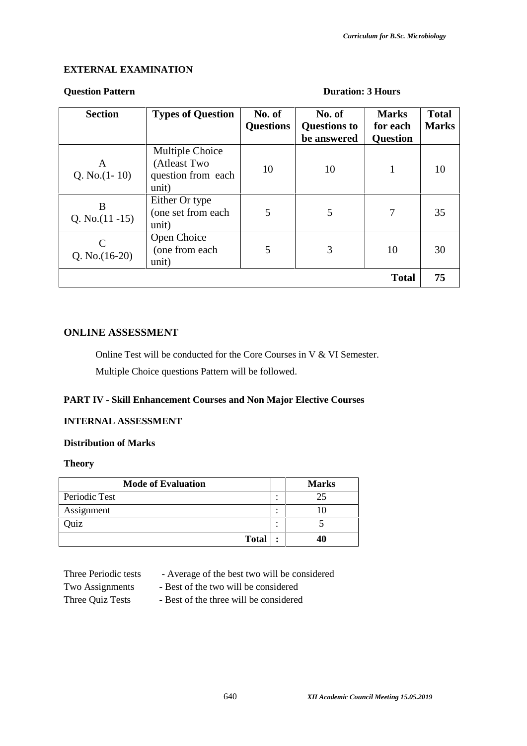## EXTERNAL EXAMINATION

**Question Pattern** **Duration: 3 Hours**

| Section | Types of Question | No. of Questions | No. of Questions to be answered | Marks for each Question | Total Marks |
|---|---|---|---|---|---|
| A Q. No.(1- 10) | Multiple Choice (Atleast Two question from each unit) | 10 | 10 | 1 | 10 |
| B Q. No.(11 -15) | Either Or type (one set from each unit) | 5 | 5 | 7 | 35 |
| C Q. No.(16-20) | Open Choice (one from each unit) | 5 | 3 | 10 | 30 |
| | | | | **Total** | **75** |

## ONLINE ASSESSMENT

Online Test will be conducted for the Core Courses in V & VI Semester.

Multiple Choice questions Pattern will be followed.

### PART IV - Skill Enhancement Courses and Non Major Elective Courses

### INTERNAL ASSESSMENT

**Distribution of Marks**

**Theory**

| Mode of Evaluation | | Marks |
|---|---|---|
| Periodic Test | : | 25 |
| Assignment | : | 10 |
| Quiz | : | 5 |
| **Total** | **:** | **40** |

Three Periodic tests - Average of the best two will be considered
Two Assignments - Best of the two will be considered
Three Quiz Tests - Best of the three will be considered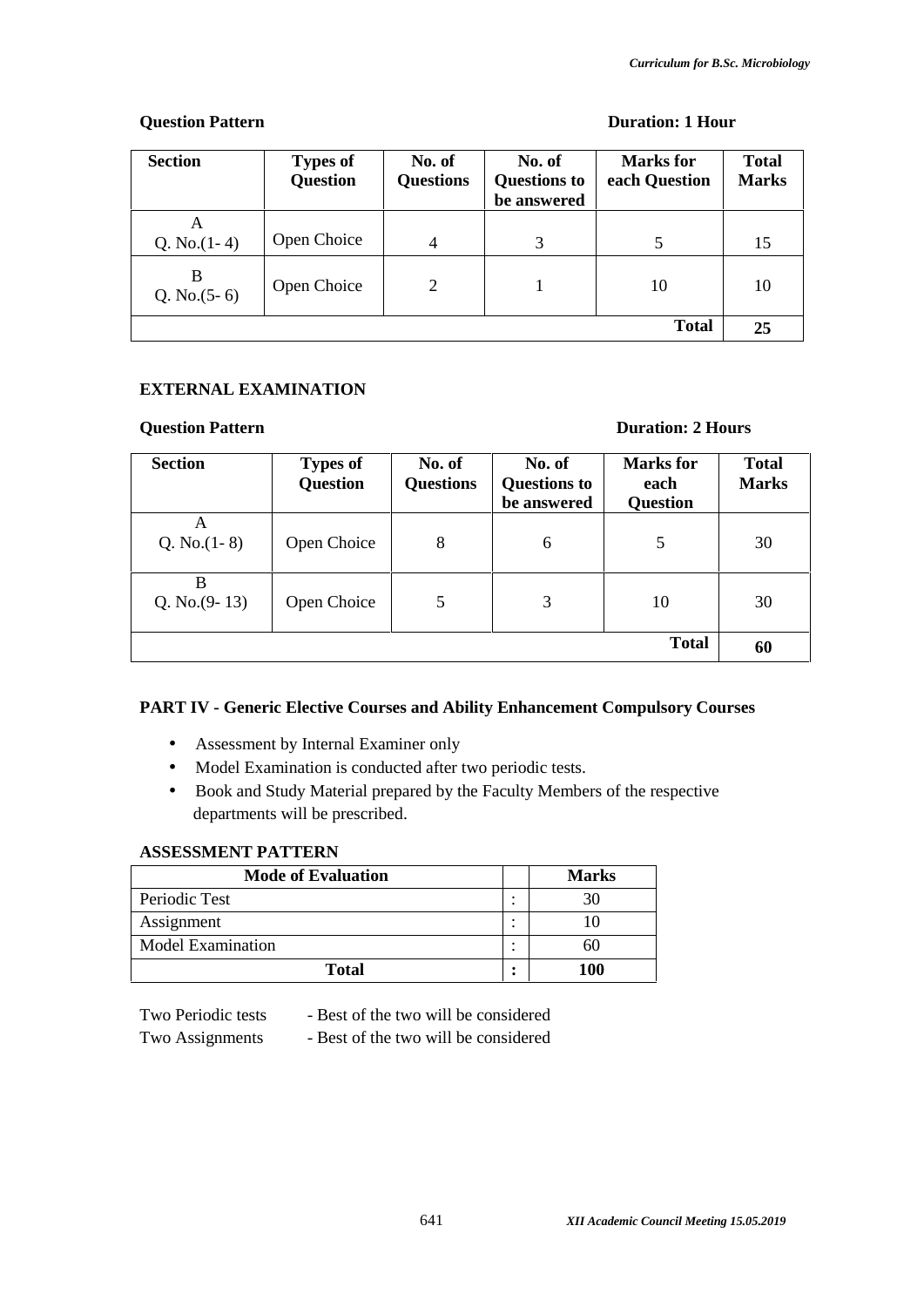**Question Pattern** **Duration: 1 Hour**

| Section | Types of Question | No. of Questions | No. of Questions to be answered | Marks for each Question | Total Marks |
|---|---|---|---|---|---|
| A Q. No.(1- 4) | Open Choice | 4 | 3 | 5 | 15 |
| B Q. No.(5- 6) | Open Choice | 2 | 1 | 10 | 10 |
| | | | | **Total** | **25** |

**EXTERNAL EXAMINATION**

**Question Pattern** **Duration: 2 Hours**

| Section | Types of Question | No. of Questions | No. of Questions to be answered | Marks for each Question | Total Marks |
|---|---|---|---|---|---|
| A Q. No.(1- 8) | Open Choice | 8 | 6 | 5 | 30 |
| B Q. No.(9- 13) | Open Choice | 5 | 3 | 10 | 30 |
| | | | | **Total** | **60** |

**PART IV - Generic Elective Courses and Ability Enhancement Compulsory Courses**

- Assessment by Internal Examiner only
- Model Examination is conducted after two periodic tests.
- Book and Study Material prepared by the Faculty Members of the respective departments will be prescribed.

**ASSESSMENT PATTERN**

| Mode of Evaluation | | Marks |
|---|---|---|
| Periodic Test | : | 30 |
| Assignment | : | 10 |
| Model Examination | : | 60 |
| **Total** | **:** | **100** |

Two Periodic tests - Best of the two will be considered

Two Assignments - Best of the two will be considered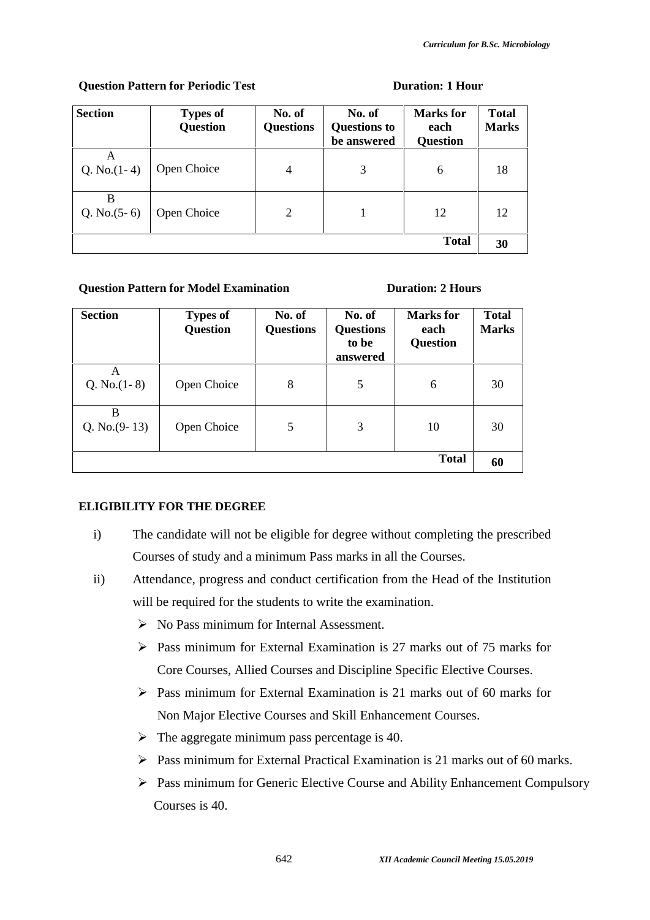**Question Pattern for Periodic Test** **Duration: 1 Hour**

| Section | Types of Question | No. of Questions | No. of Questions to be answered | Marks for each Question | Total Marks |
|---|---|---|---|---|---|
| A Q. No.(1- 4) | Open Choice | 4 | 3 | 6 | 18 |
| B Q. No.(5- 6) | Open Choice | 2 | 1 | 12 | 12 |
| | | | | **Total** | **30** |

**Question Pattern for Model Examination** **Duration: 2 Hours**

| Section | Types of Question | No. of Questions | No. of Questions to be answered | Marks for each Question | Total Marks |
|---|---|---|---|---|---|
| A Q. No.(1- 8) | Open Choice | 8 | 5 | 6 | 30 |
| B Q. No.(9- 13) | Open Choice | 5 | 3 | 10 | 30 |
| | | | | **Total** | **60** |

**ELIGIBILITY FOR THE DEGREE**

i) The candidate will not be eligible for degree without completing the prescribed Courses of study and a minimum Pass marks in all the Courses.

ii) Attendance, progress and conduct certification from the Head of the Institution will be required for the students to write the examination.

- No Pass minimum for Internal Assessment.
- Pass minimum for External Examination is 27 marks out of 75 marks for Core Courses, Allied Courses and Discipline Specific Elective Courses.
- Pass minimum for External Examination is 21 marks out of 60 marks for Non Major Elective Courses and Skill Enhancement Courses.
- The aggregate minimum pass percentage is 40.
- Pass minimum for External Practical Examination is 21 marks out of 60 marks.
- Pass minimum for Generic Elective Course and Ability Enhancement Compulsory Courses is 40.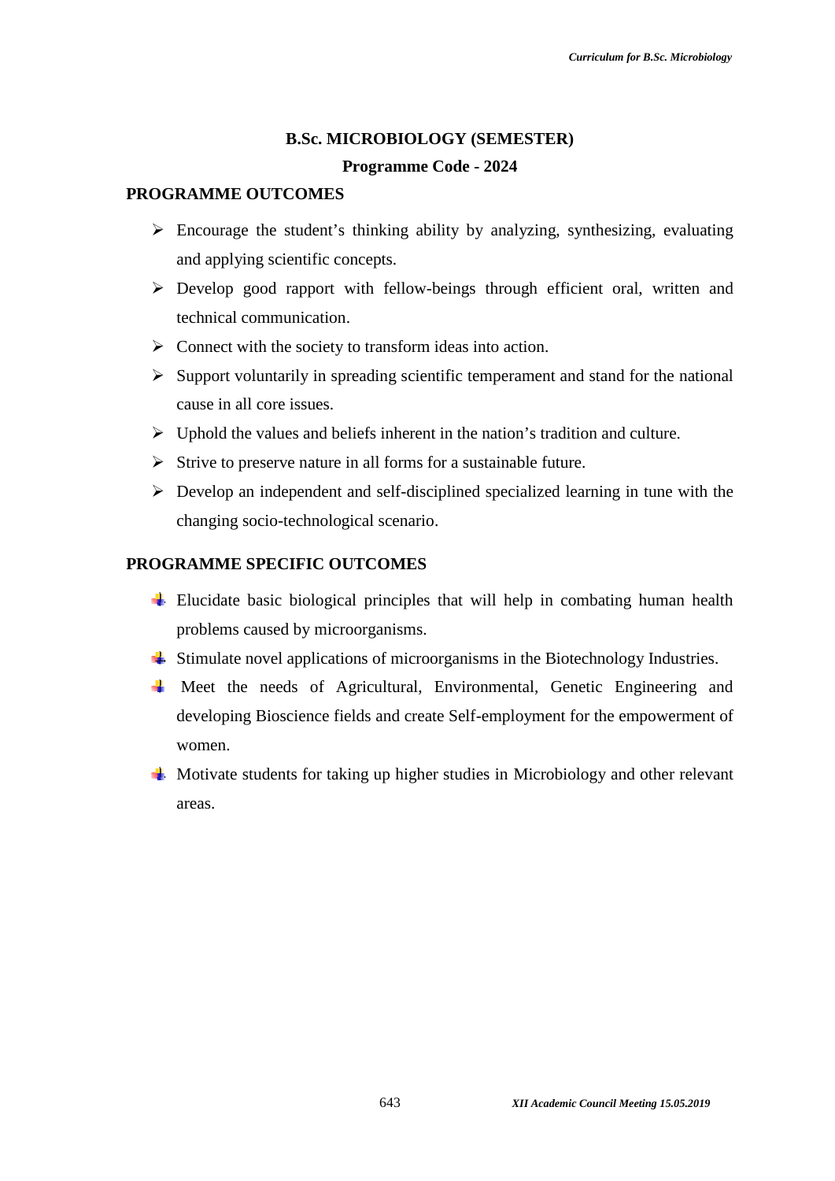## B.Sc. MICROBIOLOGY (SEMESTER)

### Programme Code - 2024

### PROGRAMME OUTCOMES

- Encourage the student's thinking ability by analyzing, synthesizing, evaluating and applying scientific concepts.
- Develop good rapport with fellow-beings through efficient oral, written and technical communication.
- Connect with the society to transform ideas into action.
- Support voluntarily in spreading scientific temperament and stand for the national cause in all core issues.
- Uphold the values and beliefs inherent in the nation's tradition and culture.
- Strive to preserve nature in all forms for a sustainable future.
- Develop an independent and self-disciplined specialized learning in tune with the changing socio-technological scenario.

### PROGRAMME SPECIFIC OUTCOMES

- Elucidate basic biological principles that will help in combating human health problems caused by microorganisms.
- Stimulate novel applications of microorganisms in the Biotechnology Industries.
- Meet the needs of Agricultural, Environmental, Genetic Engineering and developing Bioscience fields and create Self-employment for the empowerment of women.
- Motivate students for taking up higher studies in Microbiology and other relevant areas.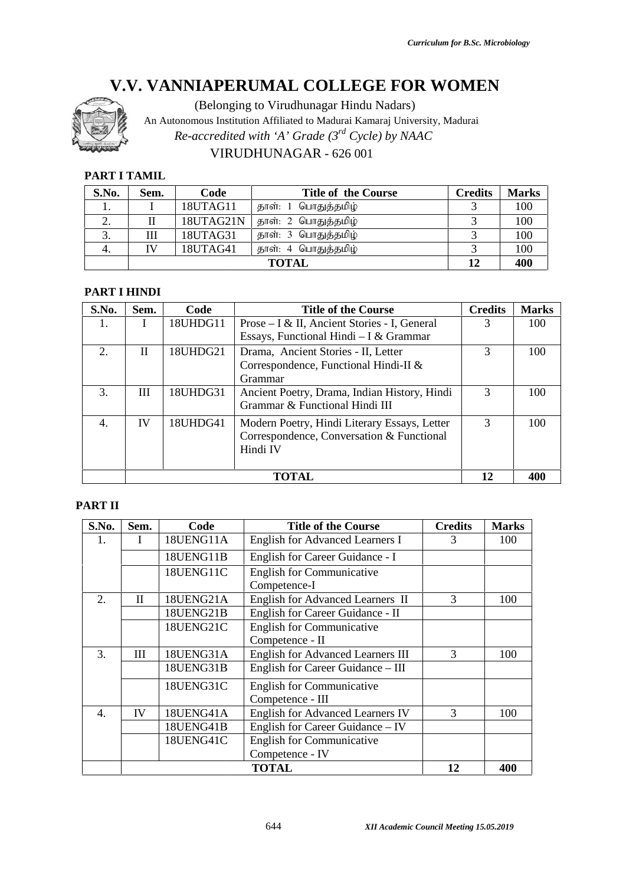# V.V. VANNIAPERUMAL COLLEGE FOR WOMEN

(Belonging to Virudhunagar Hindu Nadars)

An Autonomous Institution Affiliated to Madurai Kamaraj University, Madurai

*Re-accredited with 'A' Grade (3rd Cycle) by NAAC*

VIRUDHUNAGAR - 626 001

**PART I TAMIL**

| S.No. | Sem. | Code | Title of the Course | Credits | Marks |
|---|---|---|---|---|---|
| 1. | I | 18UTAG11 | தாள்: 1 பொதுத்தமிழ் | 3 | 100 |
| 2. | II | 18UTAG21N | தாள்: 2 பொதுத்தமிழ் | 3 | 100 |
| 3. | III | 18UTAG31 | தாள்: 3 பொதுத்தமிழ் | 3 | 100 |
| 4. | IV | 18UTAG41 | தாள்: 4 பொதுத்தமிழ் | 3 | 100 |
| | **TOTAL** | | | **12** | **400** |

**PART I HINDI**

| S.No. | Sem. | Code | Title of the Course | Credits | Marks |
|---|---|---|---|---|---|
| 1. | I | 18UHDG11 | Prose – I & II, Ancient Stories - I, General Essays, Functional Hindi – I & Grammar | 3 | 100 |
| 2. | II | 18UHDG21 | Drama, Ancient Stories - II, Letter Correspondence, Functional Hindi-II & Grammar | 3 | 100 |
| 3. | III | 18UHDG31 | Ancient Poetry, Drama, Indian History, Hindi Grammar & Functional Hindi III | 3 | 100 |
| 4. | IV | 18UHDG41 | Modern Poetry, Hindi Literary Essays, Letter Correspondence, Conversation & Functional Hindi IV | 3 | 100 |
| | **TOTAL** | | | **12** | **400** |

**PART II**

| S.No. | Sem. | Code | Title of the Course | Credits | Marks |
|---|---|---|---|---|---|
| 1. | I | 18UENG11A | English for Advanced Learners I | 3 | 100 |
| | | 18UENG11B | English for Career Guidance - I | | |
| | | 18UENG11C | English for Communicative Competence-I | | |
| 2. | II | 18UENG21A | English for Advanced Learners II | 3 | 100 |
| | | 18UENG21B | English for Career Guidance - II | | |
| | | 18UENG21C | English for Communicative Competence - II | | |
| 3. | III | 18UENG31A | English for Advanced Learners III | 3 | 100 |
| | | 18UENG31B | English for Career Guidance – III | | |
| | | 18UENG31C | English for Communicative Competence - III | | |
| 4. | IV | 18UENG41A | English for Advanced Learners IV | 3 | 100 |
| | | 18UENG41B | English for Career Guidance – IV | | |
| | | 18UENG41C | English for Communicative Competence - IV | | |
| | **TOTAL** | | | **12** | **400** |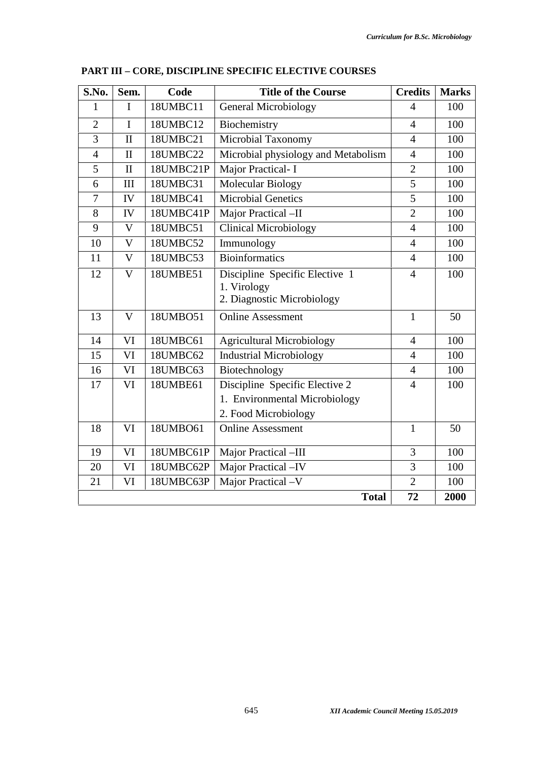## PART III – CORE, DISCIPLINE SPECIFIC ELECTIVE COURSES

| S.No. | Sem. | Code | Title of the Course | Credits | Marks |
|---|---|---|---|---|---|
| 1 | I | 18UMBC11 | General Microbiology | 4 | 100 |
| 2 | I | 18UMBC12 | Biochemistry | 4 | 100 |
| 3 | II | 18UMBC21 | Microbial Taxonomy | 4 | 100 |
| 4 | II | 18UMBC22 | Microbial physiology and Metabolism | 4 | 100 |
| 5 | II | 18UMBC21P | Major Practical- I | 2 | 100 |
| 6 | III | 18UMBC31 | Molecular Biology | 5 | 100 |
| 7 | IV | 18UMBC41 | Microbial Genetics | 5 | 100 |
| 8 | IV | 18UMBC41P | Major Practical –II | 2 | 100 |
| 9 | V | 18UMBC51 | Clinical Microbiology | 4 | 100 |
| 10 | V | 18UMBC52 | Immunology | 4 | 100 |
| 11 | V | 18UMBC53 | Bioinformatics | 4 | 100 |
| 12 | V | 18UMBE51 | Discipline Specific Elective 1<br>1. Virology<br>2. Diagnostic Microbiology | 4 | 100 |
| 13 | V | 18UMBO51 | Online Assessment | 1 | 50 |
| 14 | VI | 18UMBC61 | Agricultural Microbiology | 4 | 100 |
| 15 | VI | 18UMBC62 | Industrial Microbiology | 4 | 100 |
| 16 | VI | 18UMBC63 | Biotechnology | 4 | 100 |
| 17 | VI | 18UMBE61 | Discipline Specific Elective 2<br>1. Environmental Microbiology<br>2. Food Microbiology | 4 | 100 |
| 18 | VI | 18UMBO61 | Online Assessment | 1 | 50 |
| 19 | VI | 18UMBC61P | Major Practical –III | 3 | 100 |
| 20 | VI | 18UMBC62P | Major Practical –IV | 3 | 100 |
| 21 | VI | 18UMBC63P | Major Practical –V | 2 | 100 |
| | | | **Total** | **72** | **2000** |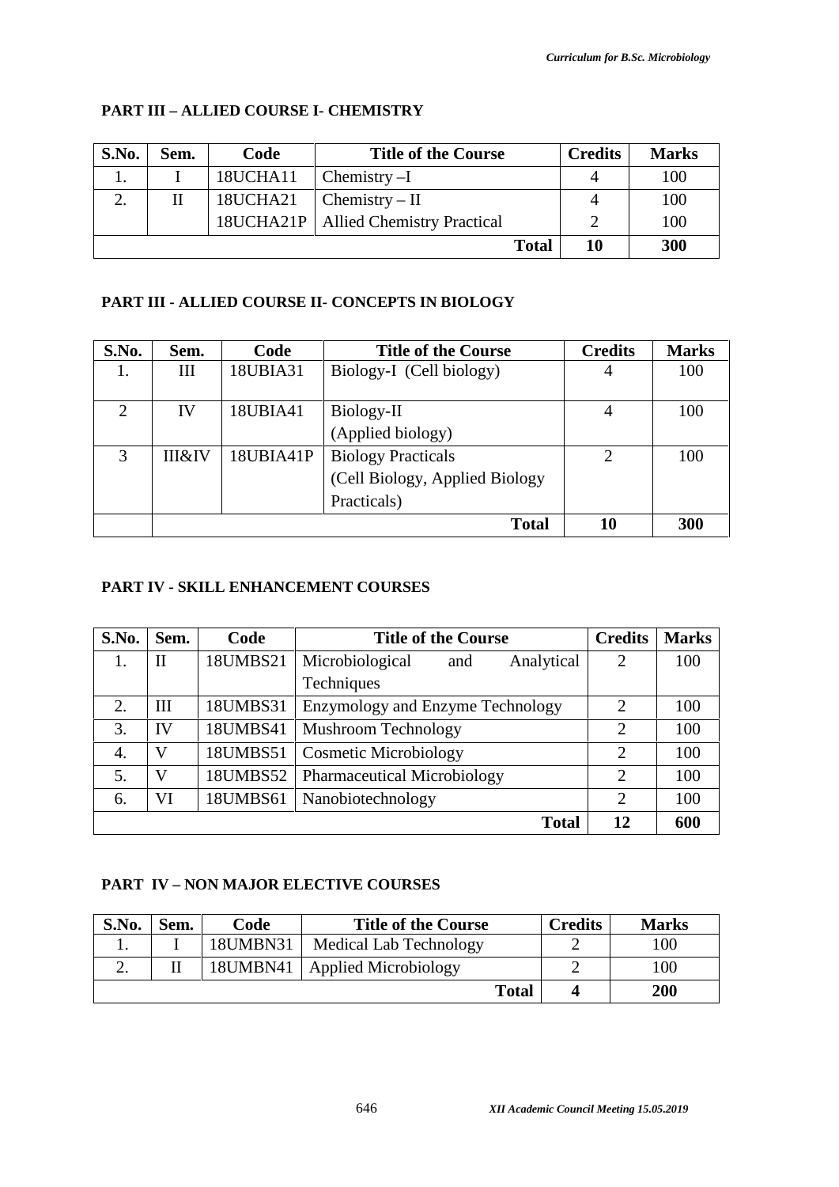## PART III – ALLIED COURSE I- CHEMISTRY

| S.No. | Sem. | Code | Title of the Course | Credits | Marks |
|---|---|---|---|---|---|
| 1. | I | 18UCHA11 | Chemistry –I | 4 | 100 |
| 2. | II | 18UCHA21 | Chemistry – II | 4 | 100 |
| | | 18UCHA21P | Allied Chemistry Practical | 2 | 100 |
| | | | **Total** | **10** | **300** |

## PART III - ALLIED COURSE II- CONCEPTS IN BIOLOGY

| S.No. | Sem. | Code | Title of the Course | Credits | Marks |
|---|---|---|---|---|---|
| 1. | III | 18UBIA31 | Biology-I (Cell biology) | 4 | 100 |
| 2 | IV | 18UBIA41 | Biology-II (Applied biology) | 4 | 100 |
| 3 | III&IV | 18UBIA41P | Biology Practicals (Cell Biology, Applied Biology Practicals) | 2 | 100 |
| | | | **Total** | **10** | **300** |

## PART IV - SKILL ENHANCEMENT COURSES

| S.No. | Sem. | Code | Title of the Course | Credits | Marks |
|---|---|---|---|---|---|
| 1. | II | 18UMBS21 | Microbiological and Analytical Techniques | 2 | 100 |
| 2. | III | 18UMBS31 | Enzymology and Enzyme Technology | 2 | 100 |
| 3. | IV | 18UMBS41 | Mushroom Technology | 2 | 100 |
| 4. | V | 18UMBS51 | Cosmetic Microbiology | 2 | 100 |
| 5. | V | 18UMBS52 | Pharmaceutical Microbiology | 2 | 100 |
| 6. | VI | 18UMBS61 | Nanobiotechnology | 2 | 100 |
| | | | **Total** | **12** | **600** |

## PART IV – NON MAJOR ELECTIVE COURSES

| S.No. | Sem. | Code | Title of the Course | Credits | Marks |
|---|---|---|---|---|---|
| 1. | I | 18UMBN31 | Medical Lab Technology | 2 | 100 |
| 2. | II | 18UMBN41 | Applied Microbiology | 2 | 100 |
| | | | **Total** | **4** | **200** |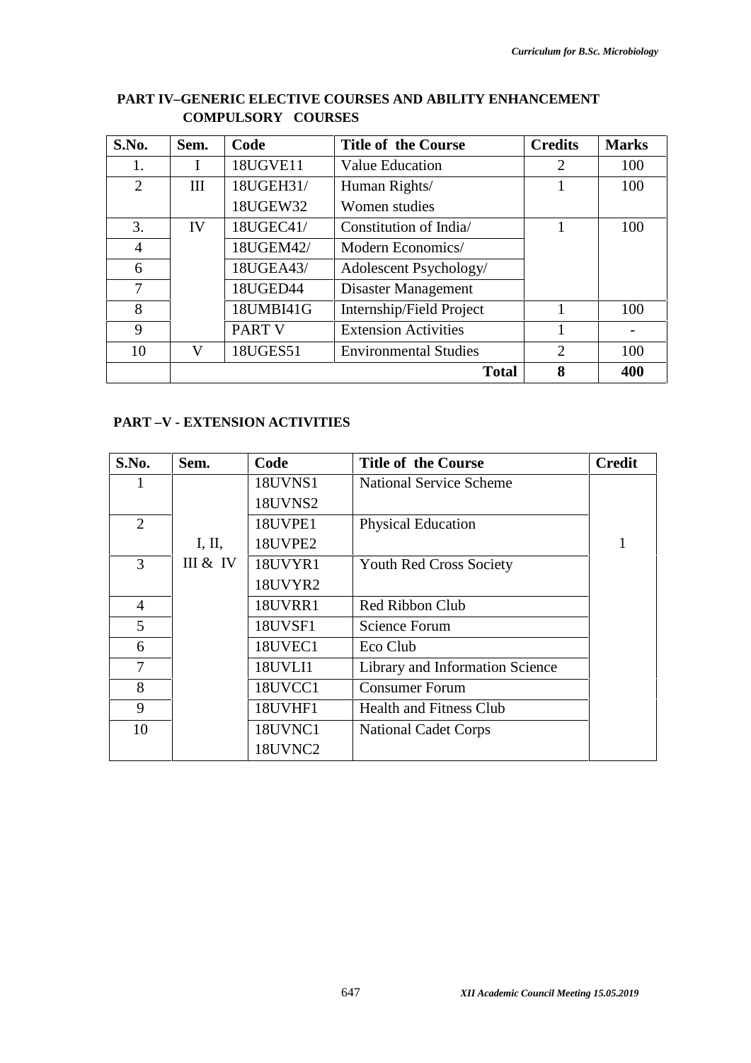## PART IV–GENERIC ELECTIVE COURSES AND ABILITY ENHANCEMENT COMPULSORY COURSES

| S.No. | Sem. | Code | Title of the Course | Credits | Marks |
|---|---|---|---|---|---|
| 1. | I | 18UGVE11 | Value Education | 2 | 100 |
| 2 | III | 18UGEH31/ 18UGEW32 | Human Rights/ Women studies | 1 | 100 |
| 3. | IV | 18UGEC41/ | Constitution of India/ | 1 | 100 |
| 4 | | 18UGEM42/ | Modern Economics/ | | |
| 6 | | 18UGEA43/ | Adolescent Psychology/ | | |
| 7 | | 18UGED44 | Disaster Management | | |
| 8 | | 18UMBI41G | Internship/Field Project | 1 | 100 |
| 9 | | PART V | Extension Activities | 1 | - |
| 10 | V | 18UGES51 | Environmental Studies | 2 | 100 |
| | | | **Total** | **8** | **400** |

## PART –V - EXTENSION ACTIVITIES

| S.No. | Sem. | Code | Title of the Course | Credit |
|---|---|---|---|---|
| 1 | I, II, III & IV | 18UVNS1 18UVNS2 | National Service Scheme | 1 |
| 2 | | 18UVPE1 18UVPE2 | Physical Education | |
| 3 | | 18UVYR1 18UVYR2 | Youth Red Cross Society | |
| 4 | | 18UVRR1 | Red Ribbon Club | |
| 5 | | 18UVSF1 | Science Forum | |
| 6 | | 18UVEC1 | Eco Club | |
| 7 | | 18UVLI1 | Library and Information Science | |
| 8 | | 18UVCC1 | Consumer Forum | |
| 9 | | 18UVHF1 | Health and Fitness Club | |
| 10 | | 18UVNC1 18UVNC2 | National Cadet Corps | |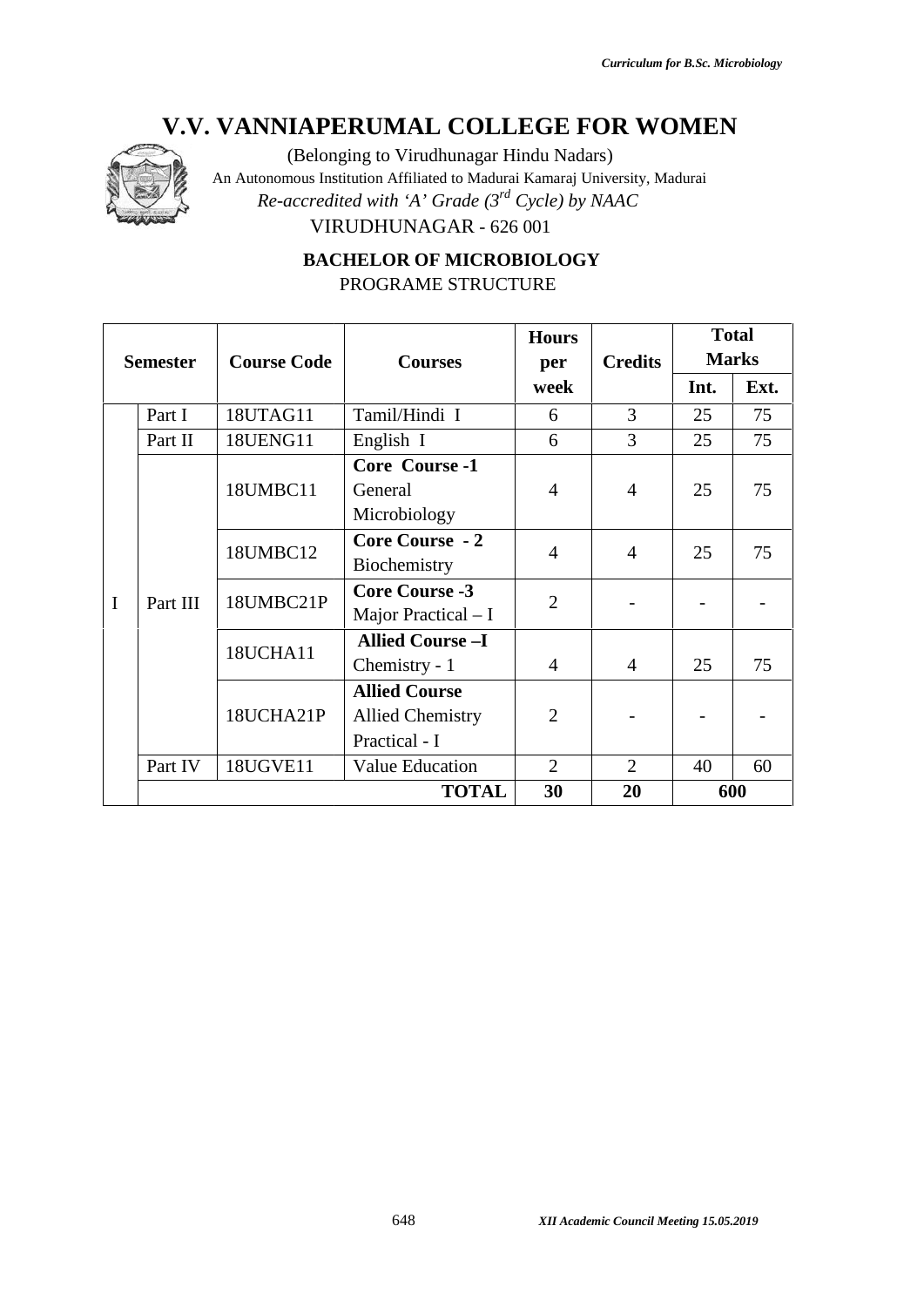# V.V. VANNIAPERUMAL COLLEGE FOR WOMEN

(Belonging to Virudhunagar Hindu Nadars)

An Autonomous Institution Affiliated to Madurai Kamaraj University, Madurai

*Re-accredited with 'A' Grade (3rd Cycle) by NAAC*

VIRUDHUNAGAR - 626 001

## BACHELOR OF MICROBIOLOGY

PROGRAME STRUCTURE

| Semester | | Course Code | Courses | Hours per week | Credits | Total Marks | |
|---|---|---|---|---|---|---|---|
| | | | | | | Int. | Ext. |
| I | Part I | 18UTAG11 | Tamil/Hindi I | 6 | 3 | 25 | 75 |
| | Part II | 18UENG11 | English I | 6 | 3 | 25 | 75 |
| | Part III | 18UMBC11 | **Core Course -1** General Microbiology | 4 | 4 | 25 | 75 |
| | | 18UMBC12 | **Core Course - 2** Biochemistry | 4 | 4 | 25 | 75 |
| | | 18UMBC21P | **Core Course -3** Major Practical – I | 2 | - | - | - |
| | | 18UCHA11 | **Allied Course –I** Chemistry - 1 | 4 | 4 | 25 | 75 |
| | | 18UCHA21P | **Allied Course** Allied Chemistry Practical - I | 2 | - | - | - |
| | Part IV | 18UGVE11 | Value Education | 2 | 2 | 40 | 60 |
| | | | **TOTAL** | **30** | **20** | **600** | |

*XII Academic Council Meeting 15.05.2019*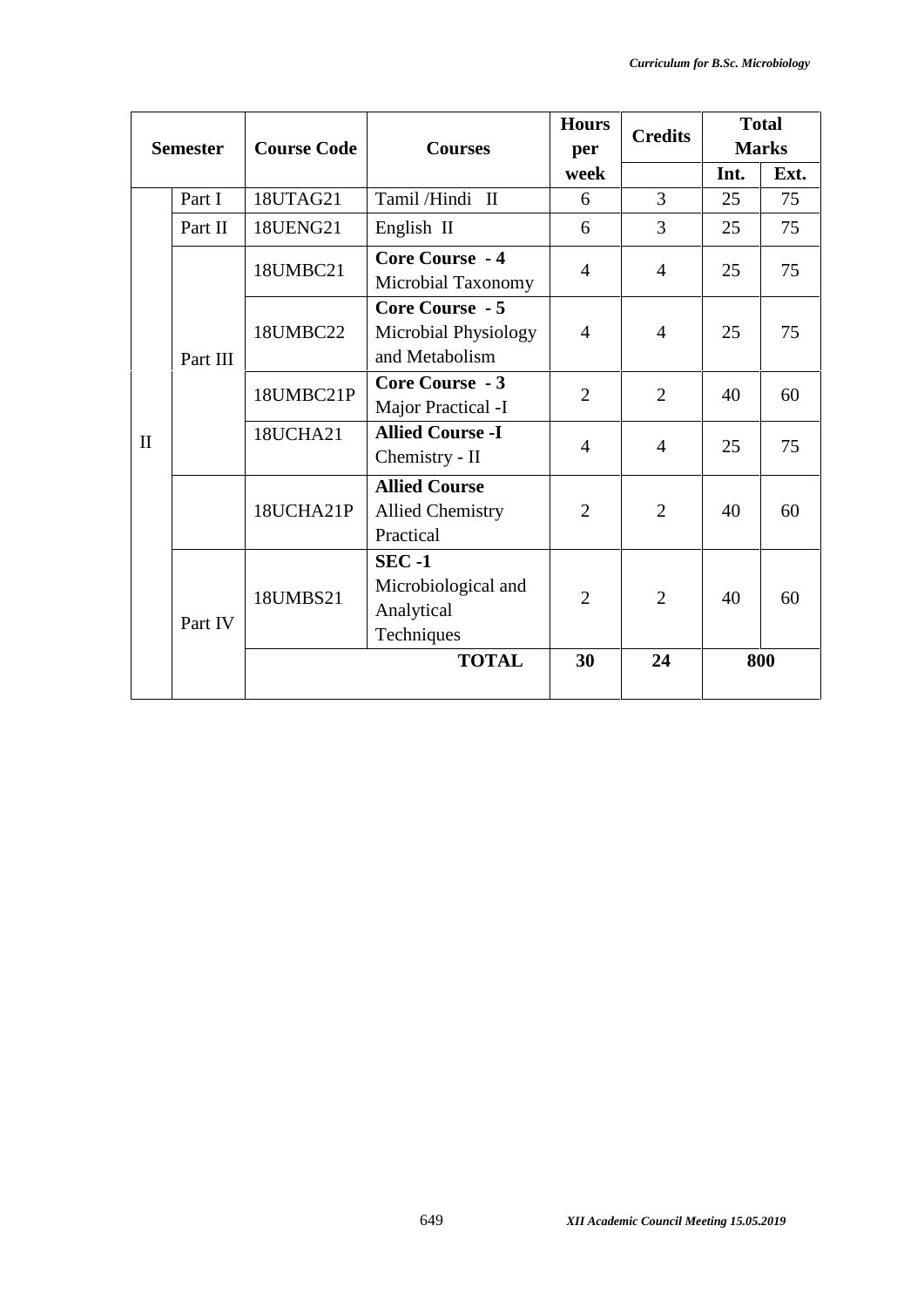| Semester | | Course Code | Courses | Hours per week | Credits | Total Marks | |
|---|---|---|---|---|---|---|---|
| | | | | | | Int. | Ext. |
| II | Part I | 18UTAG21 | Tamil /Hindi II | 6 | 3 | 25 | 75 |
| | Part II | 18UENG21 | English II | 6 | 3 | 25 | 75 |
| | Part III | 18UMBC21 | **Core Course - 4** Microbial Taxonomy | 4 | 4 | 25 | 75 |
| | | 18UMBC22 | **Core Course - 5** Microbial Physiology and Metabolism | 4 | 4 | 25 | 75 |
| | | 18UMBC21P | **Core Course - 3** Major Practical -I | 2 | 2 | 40 | 60 |
| | | 18UCHA21 | **Allied Course -I** Chemistry - II | 4 | 4 | 25 | 75 |
| | | 18UCHA21P | **Allied Course** Allied Chemistry Practical | 2 | 2 | 40 | 60 |
| | Part IV | 18UMBS21 | **SEC -1** Microbiological and Analytical Techniques | 2 | 2 | 40 | 60 |
| | | | **TOTAL** | **30** | **24** | **800** | |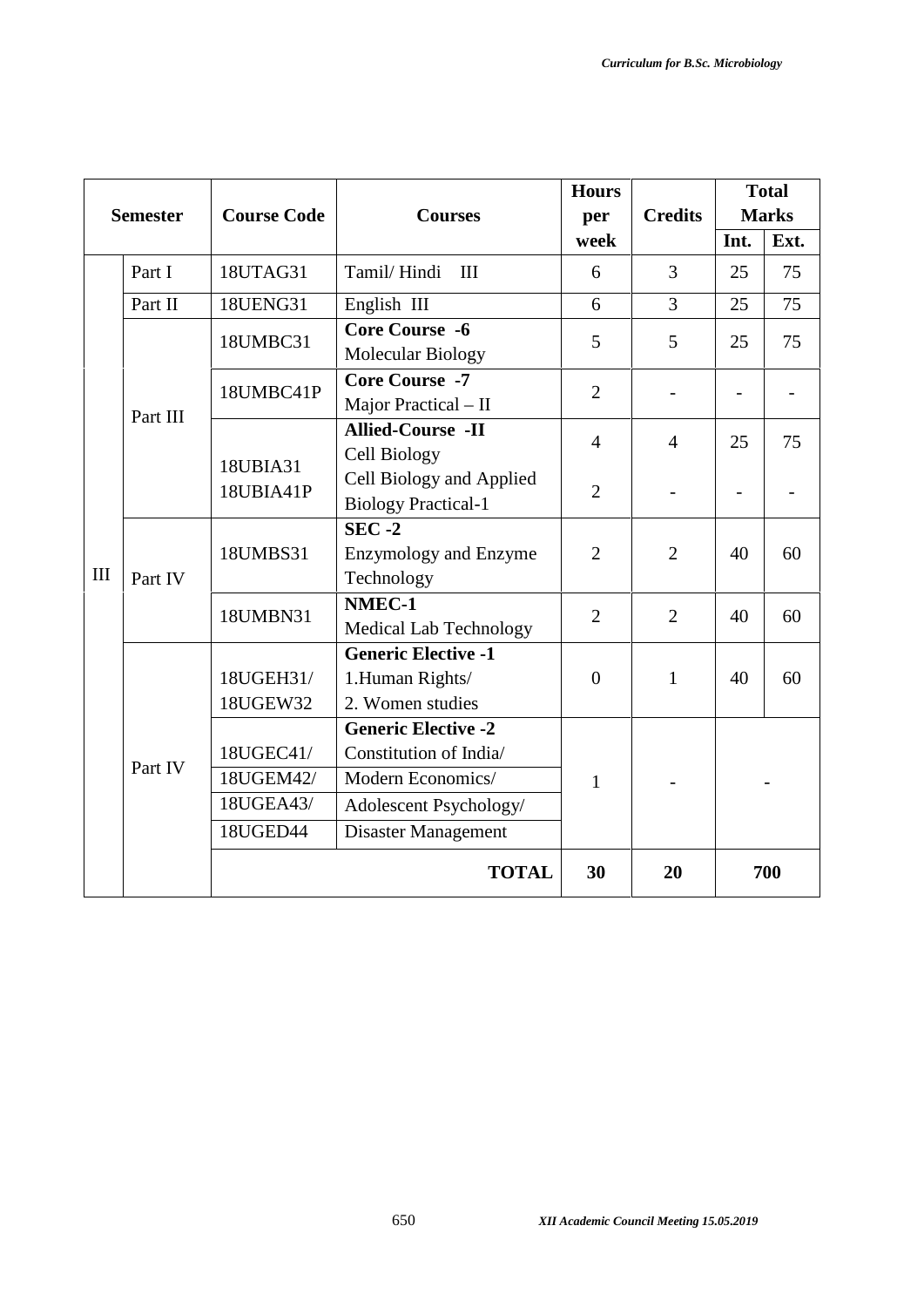| Semester | | Course Code | Courses | Hours per week | Credits | Total Marks | |
|---|---|---|---|---|---|---|---|
| | | | | | | Int. | Ext. |
| III | Part I | 18UTAG31 | Tamil/ Hindi III | 6 | 3 | 25 | 75 |
| | Part II | 18UENG31 | English III | 6 | 3 | 25 | 75 |
| | Part III | 18UMBC31 | **Core Course -6** Molecular Biology | 5 | 5 | 25 | 75 |
| | | 18UMBC41P | **Core Course -7** Major Practical – II | 2 | - | - | - |
| | | 18UBIA31 | **Allied-Course -II** Cell Biology | 4 | 4 | 25 | 75 |
| | | 18UBIA41P | Cell Biology and Applied Biology Practical-1 | 2 | - | - | - |
| | Part IV | 18UMBS31 | **SEC -2** Enzymology and Enzyme Technology | 2 | 2 | 40 | 60 |
| | | 18UMBN31 | **NMEC-1** Medical Lab Technology | 2 | 2 | 40 | 60 |
| | Part IV | 18UGEH31/ 18UGEW32 | **Generic Elective -1** 1.Human Rights/ 2. Women studies | 0 | 1 | 40 | 60 |
| | | 18UGEC41/ 18UGEM42/ 18UGEA43/ 18UGED44 | **Generic Elective -2** Constitution of India/ Modern Economics/ Adolescent Psychology/ Disaster Management | 1 | - | - | |
| | | | **TOTAL** | **30** | **20** | **700** | |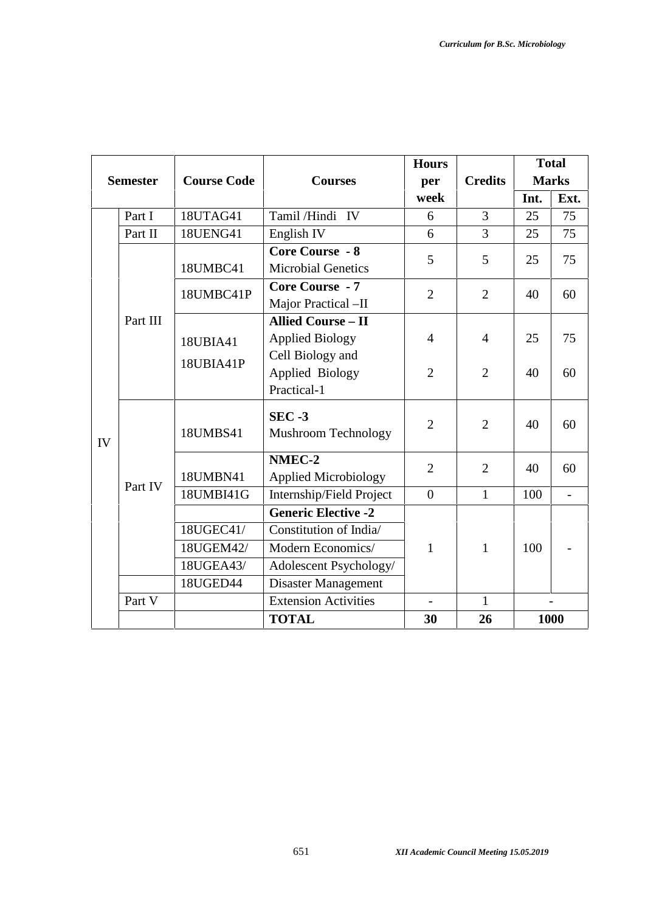| Semester | | Course Code | Courses | Hours per week | Credits | Total Marks | |
|---|---|---|---|---|---|---|---|
| | | | | | | Int. | Ext. |
| IV | Part I | 18UTAG41 | Tamil /Hindi IV | 6 | 3 | 25 | 75 |
| | Part II | 18UENG41 | English IV | 6 | 3 | 25 | 75 |
| | Part III | 18UMBC41 | **Core Course - 8** Microbial Genetics | 5 | 5 | 25 | 75 |
| | | 18UMBC41P | **Core Course - 7** Major Practical –II | 2 | 2 | 40 | 60 |
| | | 18UBIA41 | **Allied Course – II** Applied Biology | 4 | 4 | 25 | 75 |
| | | 18UBIA41P | Cell Biology and Applied Biology Practical-1 | 2 | 2 | 40 | 60 |
| | Part IV | 18UMBS41 | **SEC -3** Mushroom Technology | 2 | 2 | 40 | 60 |
| | | 18UMBN41 | **NMEC-2** Applied Microbiology | 2 | 2 | 40 | 60 |
| | | 18UMBI41G | Internship/Field Project | 0 | 1 | 100 | - |
| | | 18UGEC41/ 18UGEM42/ 18UGEA43/ 18UGED44 | **Generic Elective -2** Constitution of India/ Modern Economics/ Adolescent Psychology/ Disaster Management | 1 | 1 | 100 | - |
| | Part V | | Extension Activities | - | 1 | - | |
| | | | **TOTAL** | **30** | **26** | **1000** | |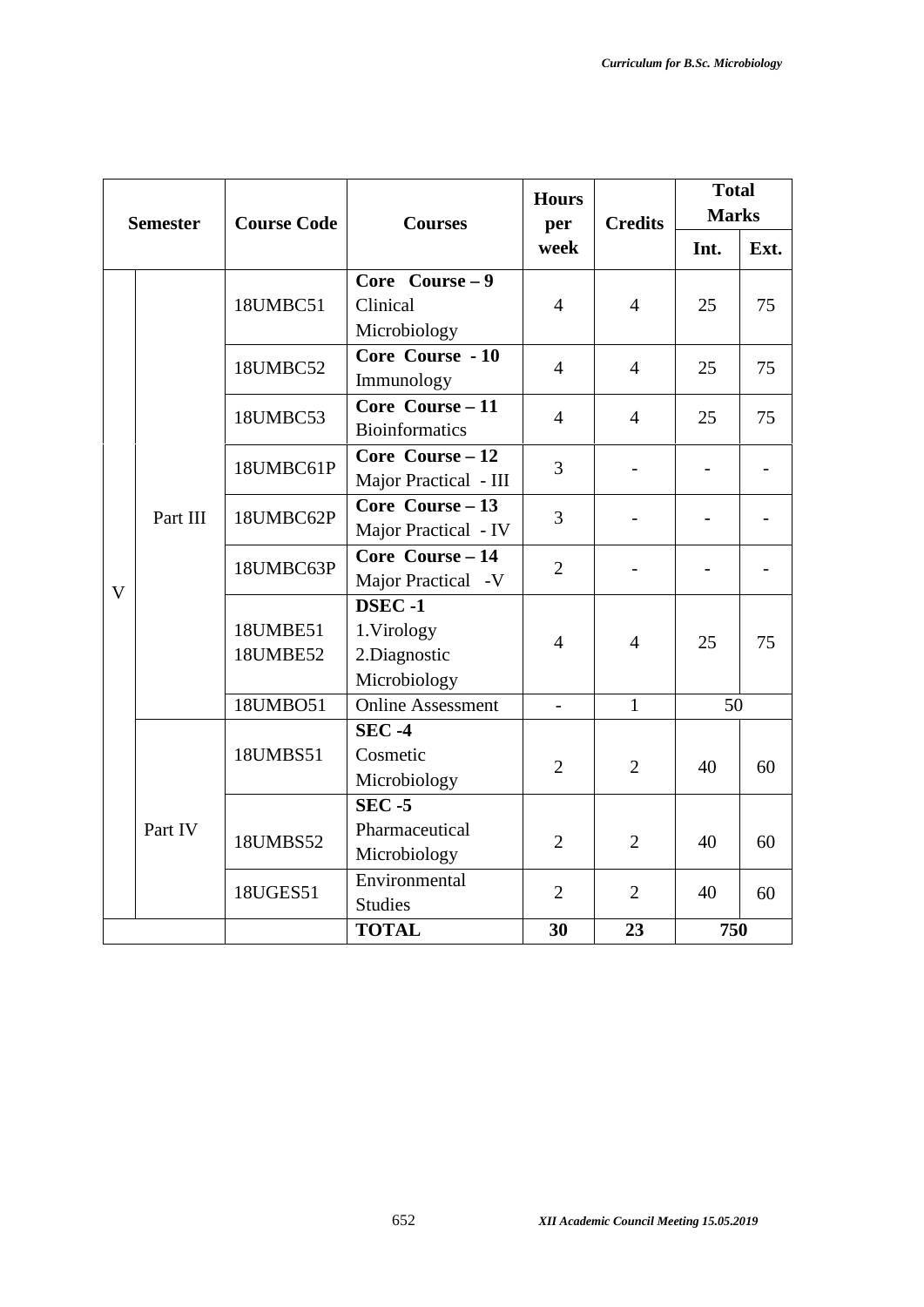| Semester | | Course Code | Courses | Hours per week | Credits | Total Marks | |
|---|---|---|---|---|---|---|---|
| | | | | | | Int. | Ext. |
| V | Part III | 18UMBC51 | **Core Course – 9** Clinical Microbiology | 4 | 4 | 25 | 75 |
| | | 18UMBC52 | **Core Course - 10** Immunology | 4 | 4 | 25 | 75 |
| | | 18UMBC53 | **Core Course – 11** Bioinformatics | 4 | 4 | 25 | 75 |
| | | 18UMBC61P | **Core Course – 12** Major Practical - III | 3 | - | - | - |
| | | 18UMBC62P | **Core Course – 13** Major Practical - IV | 3 | - | - | - |
| | | 18UMBC63P | **Core Course – 14** Major Practical -V | 2 | - | - | - |
| | | 18UMBE51 18UMBE52 | **DSEC -1** 1.Virology 2.Diagnostic Microbiology | 4 | 4 | 25 | 75 |
| | | 18UMBO51 | Online Assessment | - | 1 | 50 | |
| | Part IV | 18UMBS51 | **SEC -4** Cosmetic Microbiology | 2 | 2 | 40 | 60 |
| | | 18UMBS52 | **SEC -5** Pharmaceutical Microbiology | 2 | 2 | 40 | 60 |
| | | 18UGES51 | Environmental Studies | 2 | 2 | 40 | 60 |
| | | | **TOTAL** | **30** | **23** | **750** | |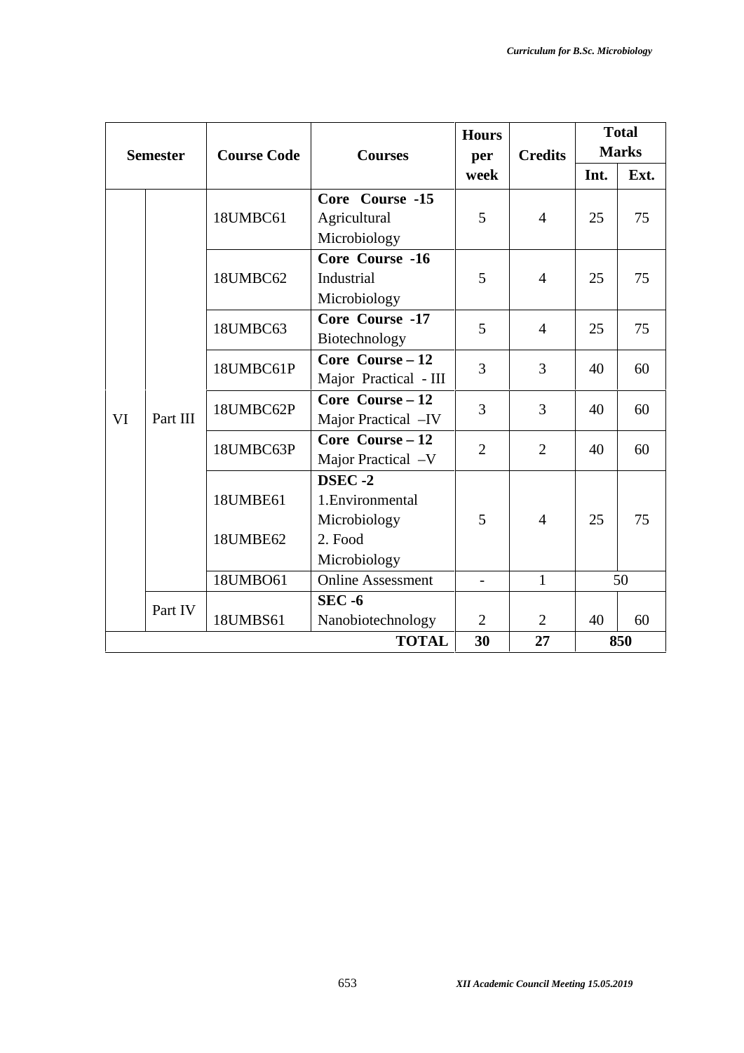| Semester | | Course Code | Courses | Hours per week | Credits | Total Marks | |
|---|---|---|---|---|---|---|---|
| | | | | | | Int. | Ext. |
| VI | Part III | 18UMBC61 | **Core Course -15** Agricultural Microbiology | 5 | 4 | 25 | 75 |
| | | 18UMBC62 | **Core Course -16** Industrial Microbiology | 5 | 4 | 25 | 75 |
| | | 18UMBC63 | **Core Course -17** Biotechnology | 5 | 4 | 25 | 75 |
| | | 18UMBC61P | **Core Course – 12** Major Practical - III | 3 | 3 | 40 | 60 |
| | | 18UMBC62P | **Core Course – 12** Major Practical –IV | 3 | 3 | 40 | 60 |
| | | 18UMBC63P | **Core Course – 12** Major Practical –V | 2 | 2 | 40 | 60 |
| | | 18UMBE61<br>18UMBE62 | **DSEC -2** 1.Environmental Microbiology 2. Food Microbiology | 5 | 4 | 25 | 75 |
| | | 18UMBO61 | Online Assessment | - | 1 | 50 | |
| | Part IV | 18UMBS61 | **SEC -6** Nanobiotechnology | 2 | 2 | 40 | 60 |
| | | | **TOTAL** | **30** | **27** | **850** | |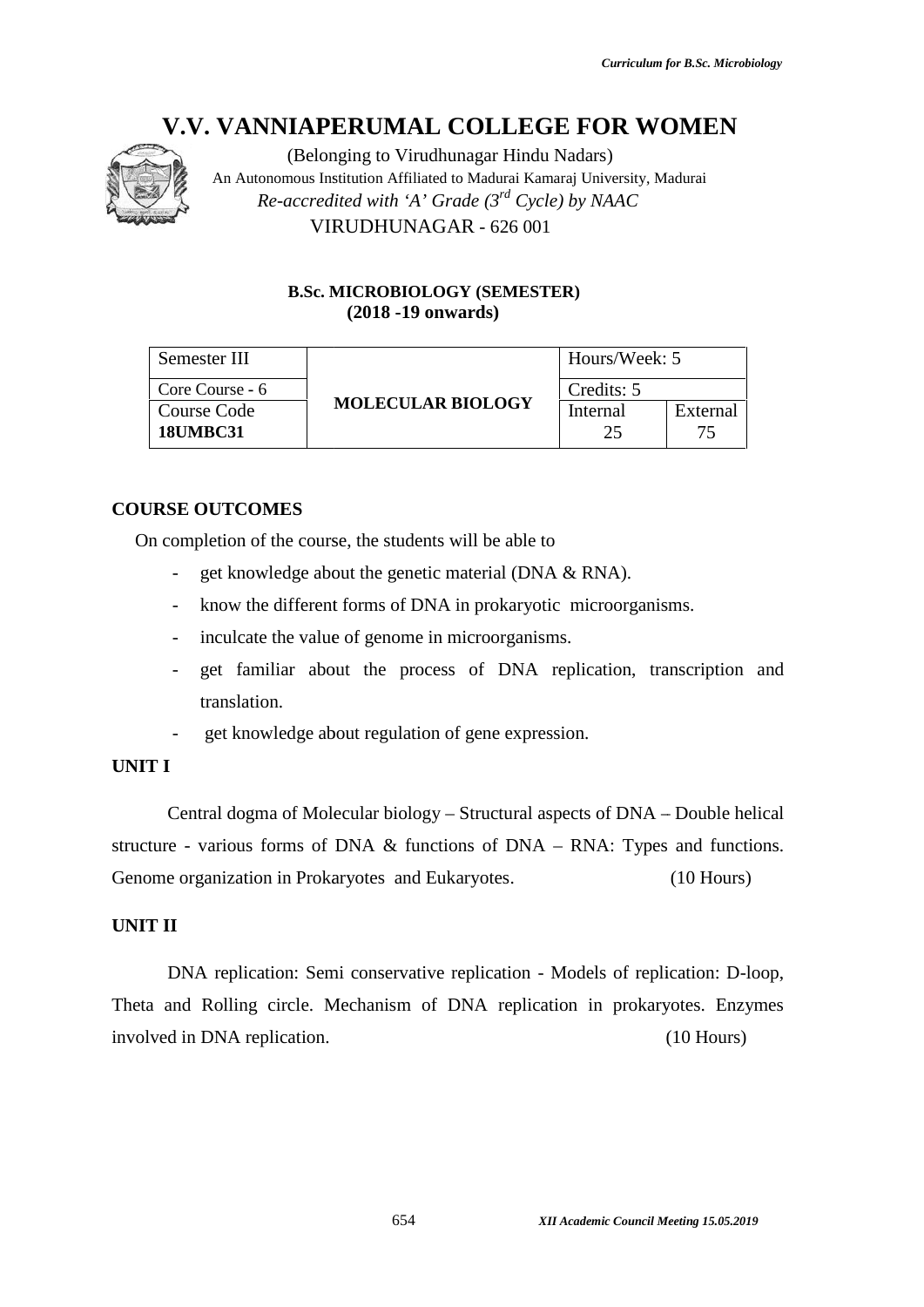# V.V. VANNIAPERUMAL COLLEGE FOR WOMEN

(Belonging to Virudhunagar Hindu Nadars)
An Autonomous Institution Affiliated to Madurai Kamaraj University, Madurai
*Re-accredited with 'A' Grade (3rd Cycle) by NAAC*
VIRUDHUNAGAR - 626 001

**B.Sc. MICROBIOLOGY (SEMESTER)**
**(2018 -19 onwards)**

| | | | |
|---|---|---|---|
| Semester III | **MOLECULAR BIOLOGY** | Hours/Week: 5 | |
| Core Course - 6 | | Credits: 5 | |
| Course Code **18UMBC31** | | Internal 25 | External 75 |

**COURSE OUTCOMES**

On completion of the course, the students will be able to

- get knowledge about the genetic material (DNA & RNA).
- know the different forms of DNA in prokaryotic microorganisms.
- inculcate the value of genome in microorganisms.
- get familiar about the process of DNA replication, transcription and translation.
- get knowledge about regulation of gene expression.

**UNIT I**

Central dogma of Molecular biology – Structural aspects of DNA – Double helical structure - various forms of DNA & functions of DNA – RNA: Types and functions. Genome organization in Prokaryotes and Eukaryotes. (10 Hours)

**UNIT II**

DNA replication: Semi conservative replication - Models of replication: D-loop, Theta and Rolling circle. Mechanism of DNA replication in prokaryotes. Enzymes involved in DNA replication. (10 Hours)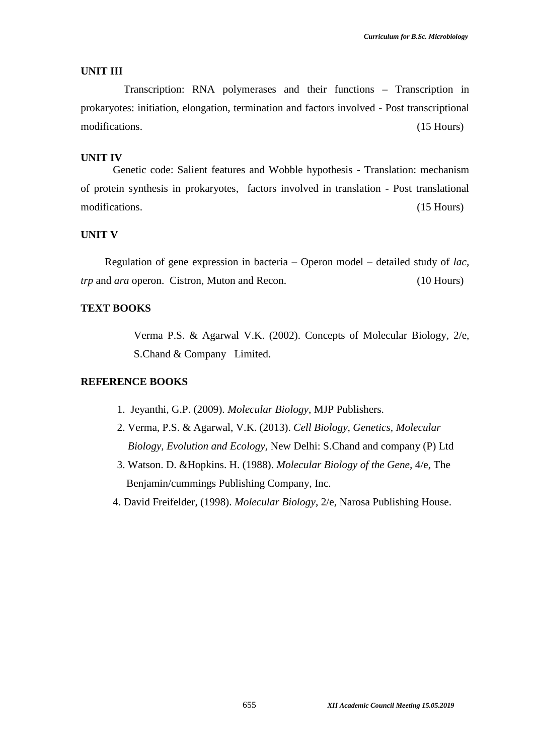## UNIT III

Transcription: RNA polymerases and their functions – Transcription in prokaryotes: initiation, elongation, termination and factors involved - Post transcriptional modifications. (15 Hours)

## UNIT IV

Genetic code: Salient features and Wobble hypothesis - Translation: mechanism of protein synthesis in prokaryotes, factors involved in translation - Post translational modifications. (15 Hours)

## UNIT V

Regulation of gene expression in bacteria – Operon model – detailed study of *lac*, *trp* and *ara* operon. Cistron, Muton and Recon. (10 Hours)

## TEXT BOOKS

Verma P.S. & Agarwal V.K. (2002). Concepts of Molecular Biology, 2/e, S.Chand & Company Limited.

## REFERENCE BOOKS

1. Jeyanthi, G.P. (2009). *Molecular Biology*, MJP Publishers.
2. Verma, P.S. & Agarwal, V.K. (2013). *Cell Biology, Genetics, Molecular Biology, Evolution and Ecology,* New Delhi: S.Chand and company (P) Ltd
3. Watson. D. &Hopkins. H. (1988). *Molecular Biology of the Gene,* 4/e, The Benjamin/cummings Publishing Company, Inc.
4. David Freifelder, (1998). *Molecular Biology*, 2/e, Narosa Publishing House.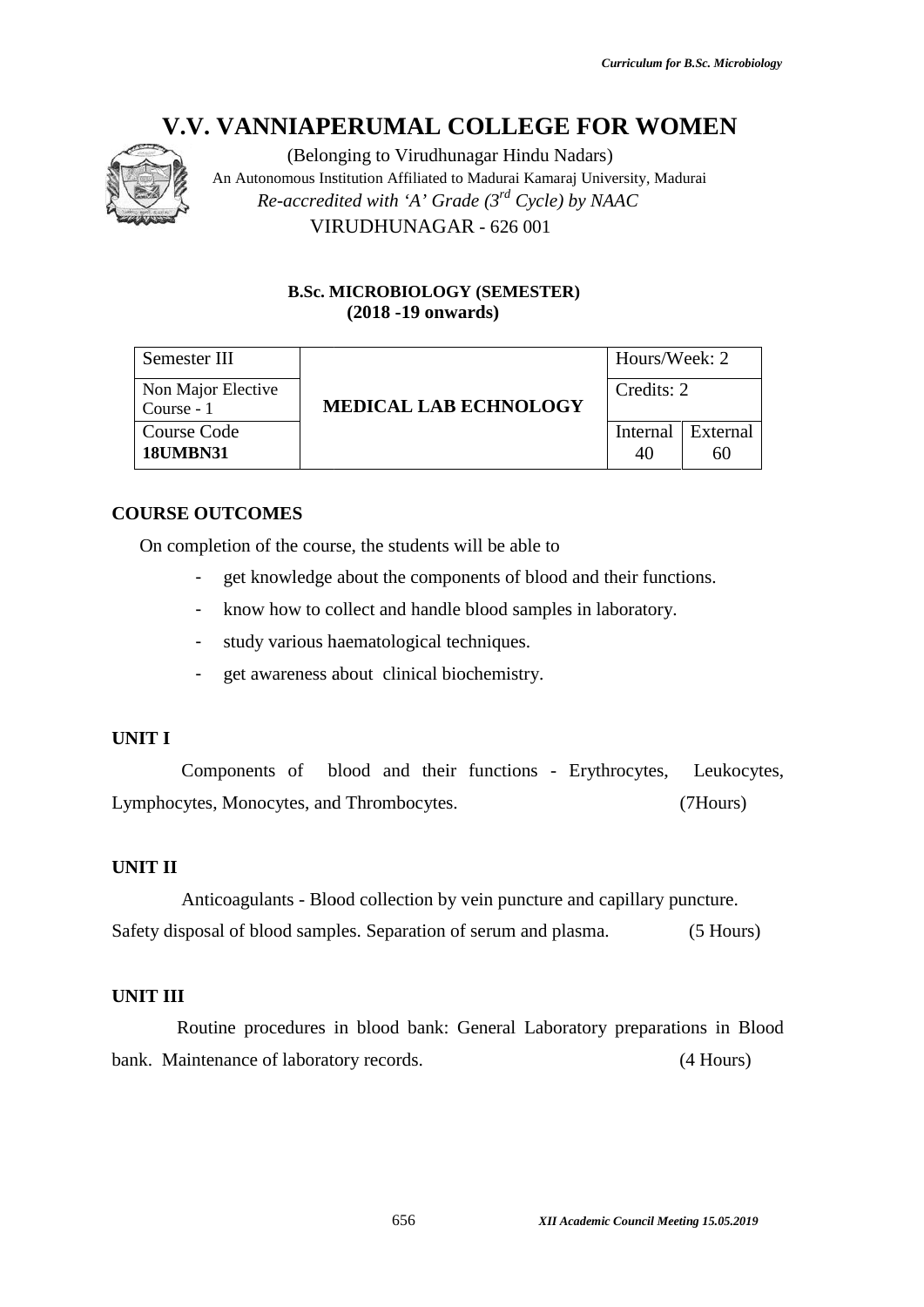# V.V. VANNIAPERUMAL COLLEGE FOR WOMEN

(Belonging to Virudhunagar Hindu Nadars)
An Autonomous Institution Affiliated to Madurai Kamaraj University, Madurai
*Re-accredited with 'A' Grade (3rd Cycle) by NAAC*
VIRUDHUNAGAR - 626 001

**B.Sc. MICROBIOLOGY (SEMESTER)**
**(2018 -19 onwards)**

| | | | |
|---|---|---|---|
| Semester III | **MEDICAL LAB ECHNOLOGY** | Hours/Week: 2 | |
| Non Major Elective Course - 1 | | Credits: 2 | |
| Course Code **18UMBN31** | | Internal 40 | External 60 |

**COURSE OUTCOMES**

On completion of the course, the students will be able to

- get knowledge about the components of blood and their functions.
- know how to collect and handle blood samples in laboratory.
- study various haematological techniques.
- get awareness about clinical biochemistry.

**UNIT I**

Components of blood and their functions - Erythrocytes, Leukocytes, Lymphocytes, Monocytes, and Thrombocytes. (7Hours)

**UNIT II**

Anticoagulants - Blood collection by vein puncture and capillary puncture. Safety disposal of blood samples. Separation of serum and plasma. (5 Hours)

**UNIT III**

Routine procedures in blood bank: General Laboratory preparations in Blood bank. Maintenance of laboratory records. (4 Hours)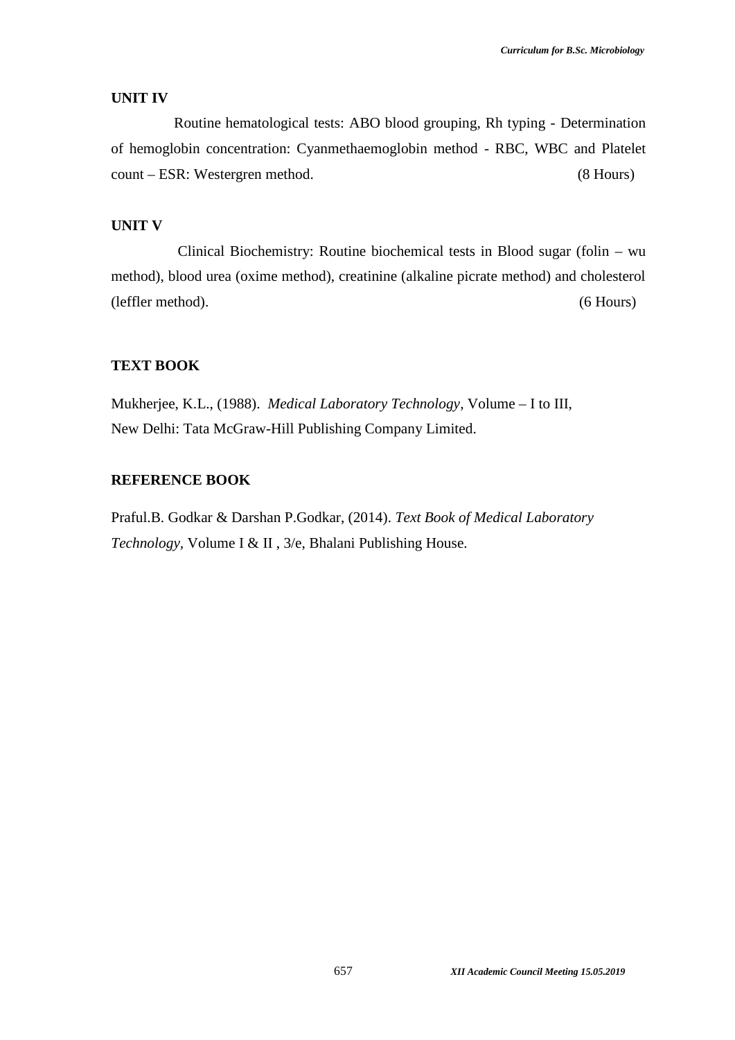### UNIT IV

Routine hematological tests: ABO blood grouping, Rh typing - Determination of hemoglobin concentration: Cyanmethaemoglobin method - RBC, WBC and Platelet count – ESR: Westergren method. (8 Hours)

### UNIT V

Clinical Biochemistry: Routine biochemical tests in Blood sugar (folin – wu method), blood urea (oxime method), creatinine (alkaline picrate method) and cholesterol (leffler method). (6 Hours)

### TEXT BOOK

Mukherjee, K.L., (1988). *Medical Laboratory Technology*, Volume – I to III, New Delhi: Tata McGraw-Hill Publishing Company Limited.

### REFERENCE BOOK

Praful.B. Godkar & Darshan P.Godkar, (2014). *Text Book of Medical Laboratory Technology*, Volume I & II , 3/e, Bhalani Publishing House.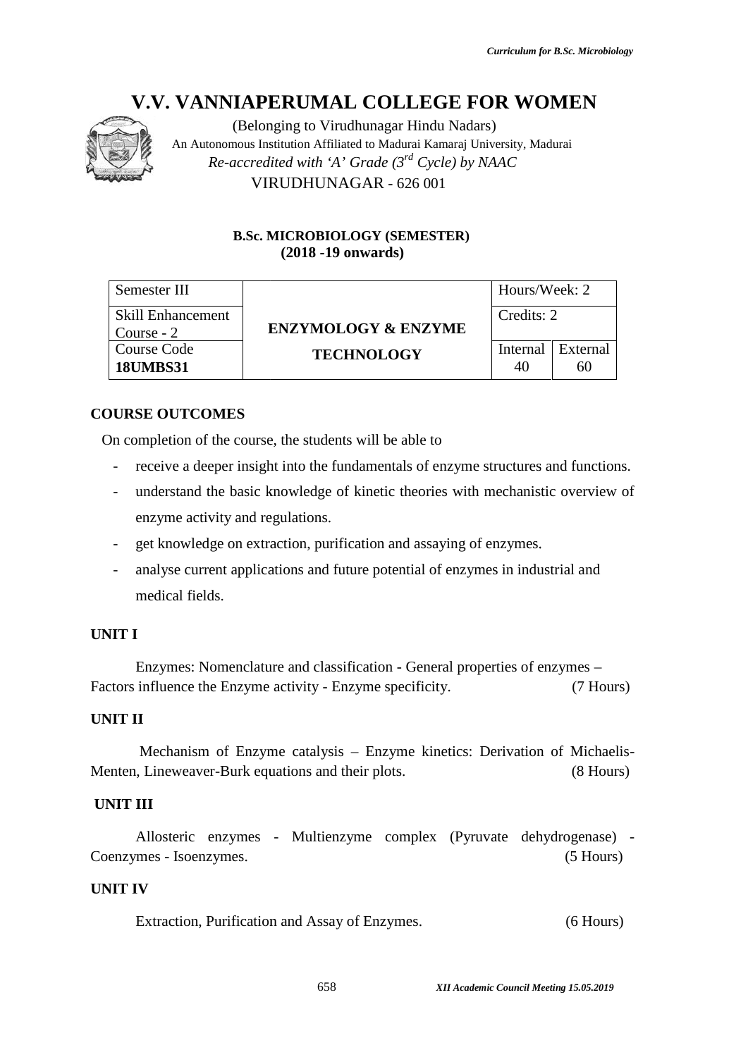# V.V. VANNIAPERUMAL COLLEGE FOR WOMEN

(Belonging to Virudhunagar Hindu Nadars)
An Autonomous Institution Affiliated to Madurai Kamaraj University, Madurai
*Re-accredited with 'A' Grade (3rd Cycle) by NAAC*
VIRUDHUNAGAR - 626 001

**B.Sc. MICROBIOLOGY (SEMESTER)**
**(2018 -19 onwards)**

| | | | |
|---|---|---|---|
| Semester III | **ENZYMOLOGY & ENZYME TECHNOLOGY** | Hours/Week: 2 | |
| Skill Enhancement Course - 2 | | Credits: 2 | |
| Course Code **18UMBS31** | | Internal 40 | External 60 |

## COURSE OUTCOMES

On completion of the course, the students will be able to

- receive a deeper insight into the fundamentals of enzyme structures and functions.
- understand the basic knowledge of kinetic theories with mechanistic overview of enzyme activity and regulations.
- get knowledge on extraction, purification and assaying of enzymes.
- analyse current applications and future potential of enzymes in industrial and medical fields.

## UNIT I

Enzymes: Nomenclature and classification - General properties of enzymes – Factors influence the Enzyme activity - Enzyme specificity. (7 Hours)

## UNIT II

Mechanism of Enzyme catalysis – Enzyme kinetics: Derivation of Michaelis-Menten, Lineweaver-Burk equations and their plots. (8 Hours)

## UNIT III

Allosteric enzymes - Multienzyme complex (Pyruvate dehydrogenase) - Coenzymes - Isoenzymes. (5 Hours)

## UNIT IV

Extraction, Purification and Assay of Enzymes. (6 Hours)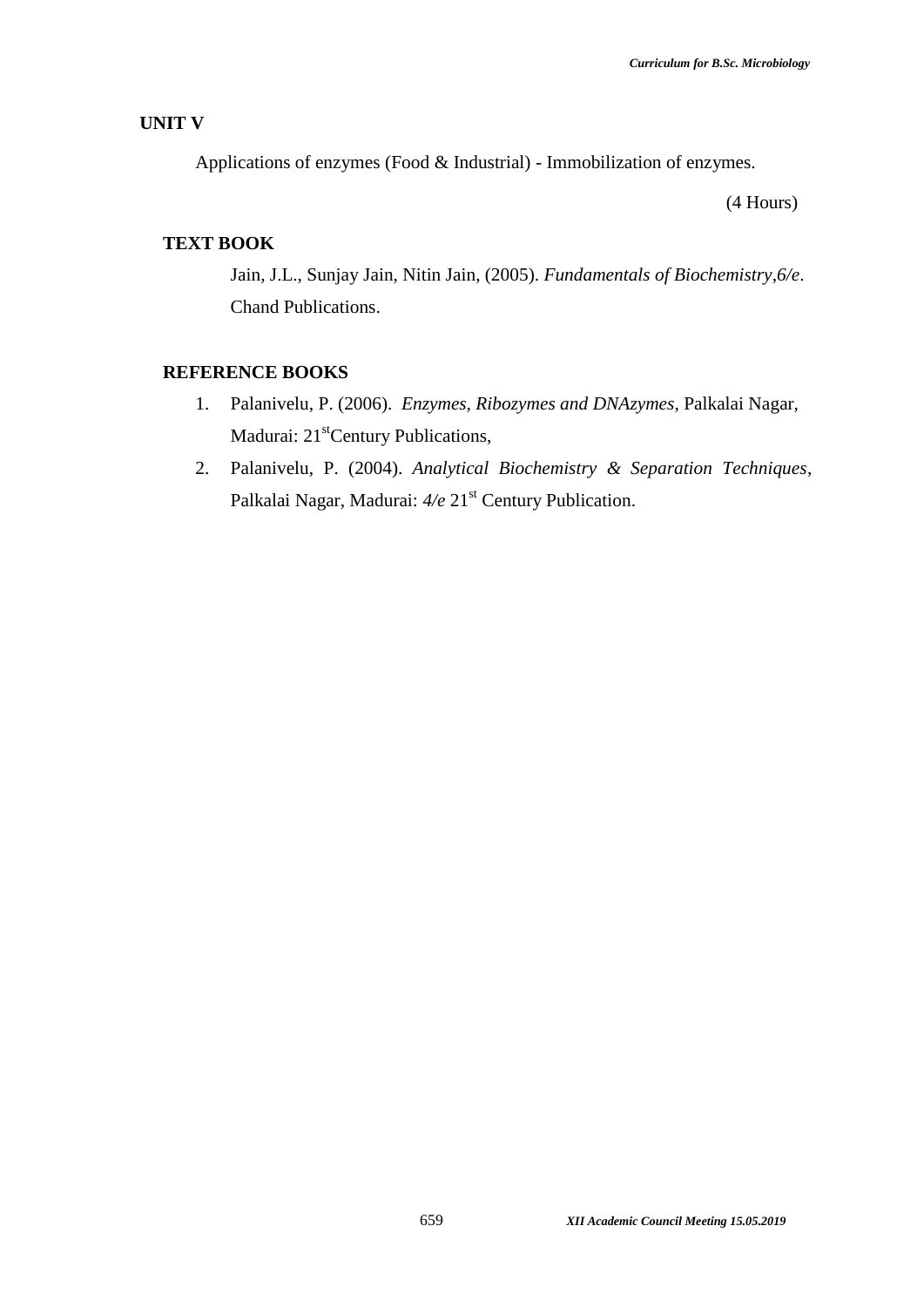## UNIT V

Applications of enzymes (Food & Industrial) - Immobilization of enzymes.

(4 Hours)

### TEXT BOOK

Jain, J.L., Sunjay Jain, Nitin Jain, (2005). *Fundamentals of Biochemistry,6/e*. Chand Publications.

### REFERENCE BOOKS

1. Palanivelu, P. (2006). *Enzymes, Ribozymes and DNAzymes*, Palkalai Nagar, Madurai: 21st Century Publications,
2. Palanivelu, P. (2004). *Analytical Biochemistry & Separation Techniques*, Palkalai Nagar, Madurai: *4/e* 21st Century Publication.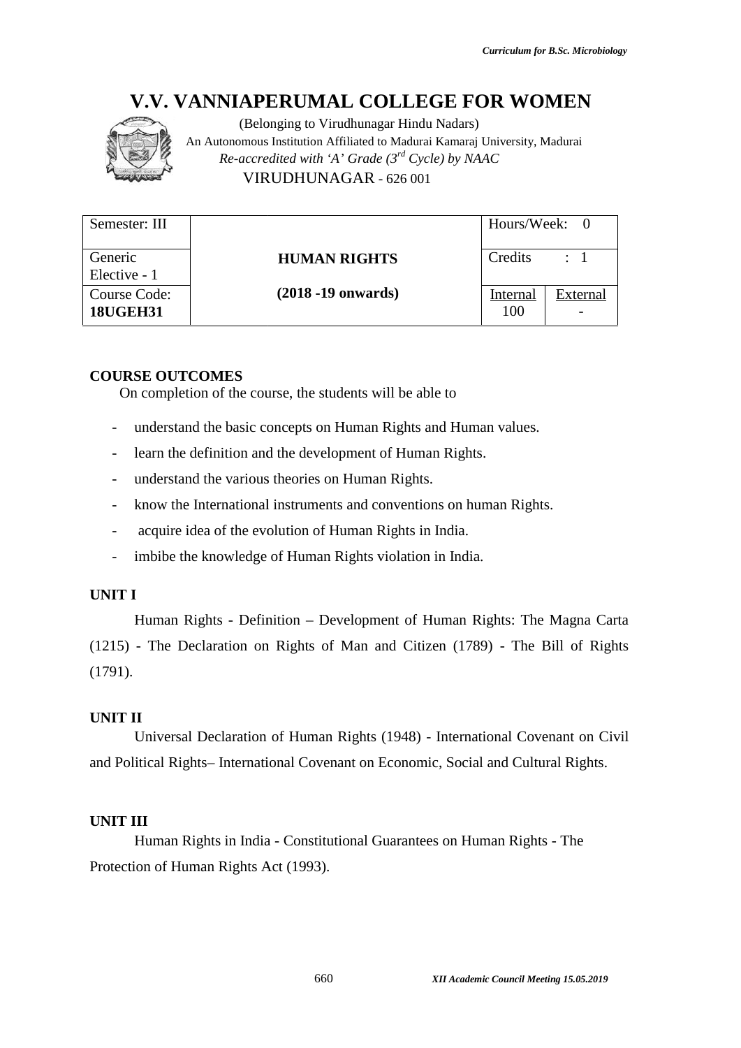# V.V. VANNIAPERUMAL COLLEGE FOR WOMEN

(Belonging to Virudhunagar Hindu Nadars)
An Autonomous Institution Affiliated to Madurai Kamaraj University, Madurai
*Re-accredited with 'A' Grade (3rd Cycle) by NAAC*
VIRUDHUNAGAR - 626 001

| | | | |
|---|---|---|---|
| Semester: III | | Hours/Week: 0 | |
| Generic Elective - 1 | **HUMAN RIGHTS** | Credits : 1 | |
| Course Code: **18UGEH31** | **(2018 -19 onwards)** | Internal 100 | External - |

**COURSE OUTCOMES**

On completion of the course, the students will be able to

- understand the basic concepts on Human Rights and Human values.
- learn the definition and the development of Human Rights.
- understand the various theories on Human Rights.
- know the International instruments and conventions on human Rights.
- acquire idea of the evolution of Human Rights in India.
- imbibe the knowledge of Human Rights violation in India.

**UNIT I**

Human Rights - Definition – Development of Human Rights: The Magna Carta (1215) - The Declaration on Rights of Man and Citizen (1789) - The Bill of Rights (1791).

**UNIT II**

Universal Declaration of Human Rights (1948) - International Covenant on Civil and Political Rights– International Covenant on Economic, Social and Cultural Rights.

**UNIT III**

Human Rights in India - Constitutional Guarantees on Human Rights - The Protection of Human Rights Act (1993).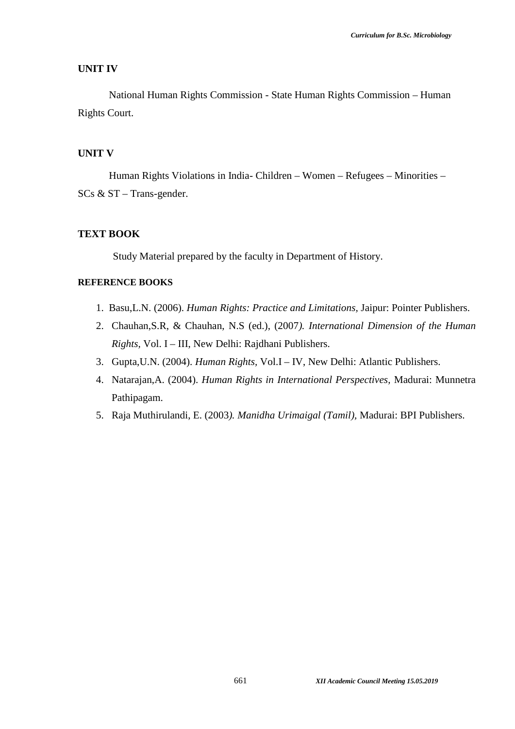**UNIT IV**

National Human Rights Commission - State Human Rights Commission – Human Rights Court.

**UNIT V**

Human Rights Violations in India- Children – Women – Refugees – Minorities – SCs & ST – Trans-gender.

**TEXT BOOK**

Study Material prepared by the faculty in Department of History.

**REFERENCE BOOKS**

1. Basu,L.N. (2006). *Human Rights: Practice and Limitations,* Jaipur: Pointer Publishers.
2. Chauhan,S.R, & Chauhan, N.S (ed.), (2007*). International Dimension of the Human Rights*, Vol. I – III, New Delhi: Rajdhani Publishers.
3. Gupta,U.N. (2004). *Human Rights*, Vol.I – IV, New Delhi: Atlantic Publishers.
4. Natarajan,A. (2004). *Human Rights in International Perspectives,* Madurai: Munnetra Pathipagam.
5. Raja Muthirulandi, E. (2003*). Manidha Urimaigal (Tamil),* Madurai: BPI Publishers.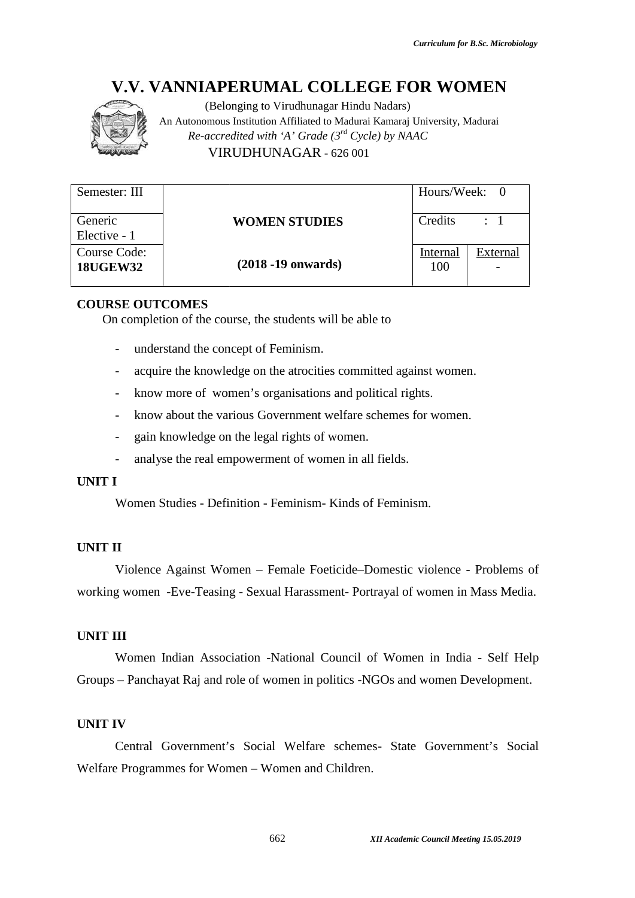# V.V. VANNIAPERUMAL COLLEGE FOR WOMEN

(Belonging to Virudhunagar Hindu Nadars)
An Autonomous Institution Affiliated to Madurai Kamaraj University, Madurai
*Re-accredited with 'A' Grade (3rd Cycle) by NAAC*
VIRUDHUNAGAR - 626 001

| | | | |
|---|---|---|---|
| Semester: III | **WOMEN STUDIES** | Hours/Week: 0 | |
| Generic Elective - 1 | | Credits : 1 | |
| Course Code: **18UGEW32** | **(2018 -19 onwards)** | Internal 100 | External - |

**COURSE OUTCOMES**

On completion of the course, the students will be able to

- understand the concept of Feminism.
- acquire the knowledge on the atrocities committed against women.
- know more of women's organisations and political rights.
- know about the various Government welfare schemes for women.
- gain knowledge on the legal rights of women.
- analyse the real empowerment of women in all fields.

**UNIT I**

Women Studies - Definition - Feminism- Kinds of Feminism.

**UNIT II**

Violence Against Women – Female Foeticide–Domestic violence - Problems of working women -Eve-Teasing - Sexual Harassment- Portrayal of women in Mass Media.

**UNIT III**

Women Indian Association -National Council of Women in India - Self Help Groups – Panchayat Raj and role of women in politics -NGOs and women Development.

**UNIT IV**

Central Government's Social Welfare schemes- State Government's Social Welfare Programmes for Women – Women and Children.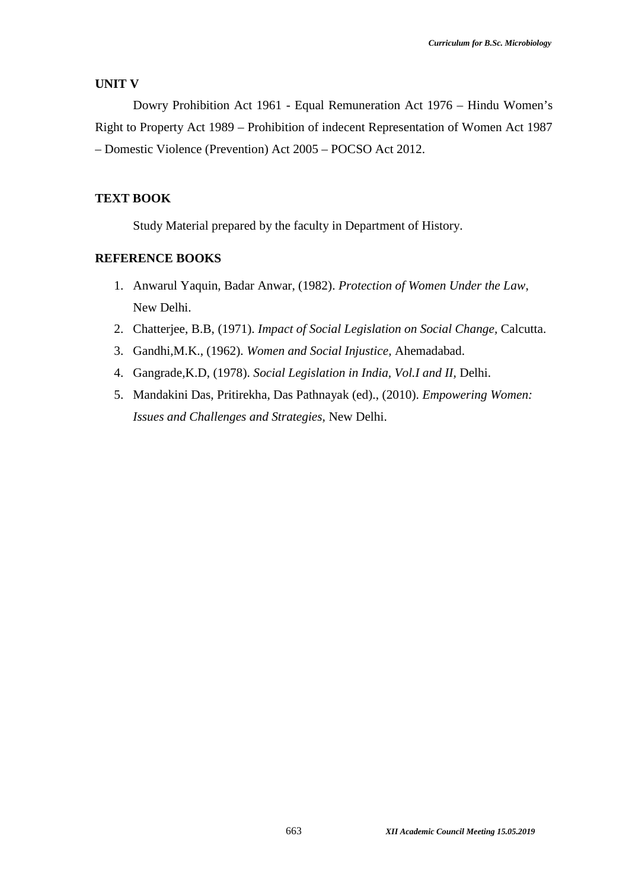### UNIT V

Dowry Prohibition Act 1961 - Equal Remuneration Act 1976 – Hindu Women's Right to Property Act 1989 – Prohibition of indecent Representation of Women Act 1987 – Domestic Violence (Prevention) Act 2005 – POCSO Act 2012.

### TEXT BOOK

Study Material prepared by the faculty in Department of History.

### REFERENCE BOOKS

1. Anwarul Yaquin, Badar Anwar, (1982). *Protection of Women Under the Law*, New Delhi.
2. Chatterjee, B.B, (1971). *Impact of Social Legislation on Social Change*, Calcutta.
3. Gandhi,M.K., (1962). *Women and Social Injustice*, Ahemadabad.
4. Gangrade,K.D, (1978). *Social Legislation in India, Vol.I and II*, Delhi.
5. Mandakini Das, Pritirekha, Das Pathnayak (ed)., (2010). *Empowering Women: Issues and Challenges and Strategies*, New Delhi.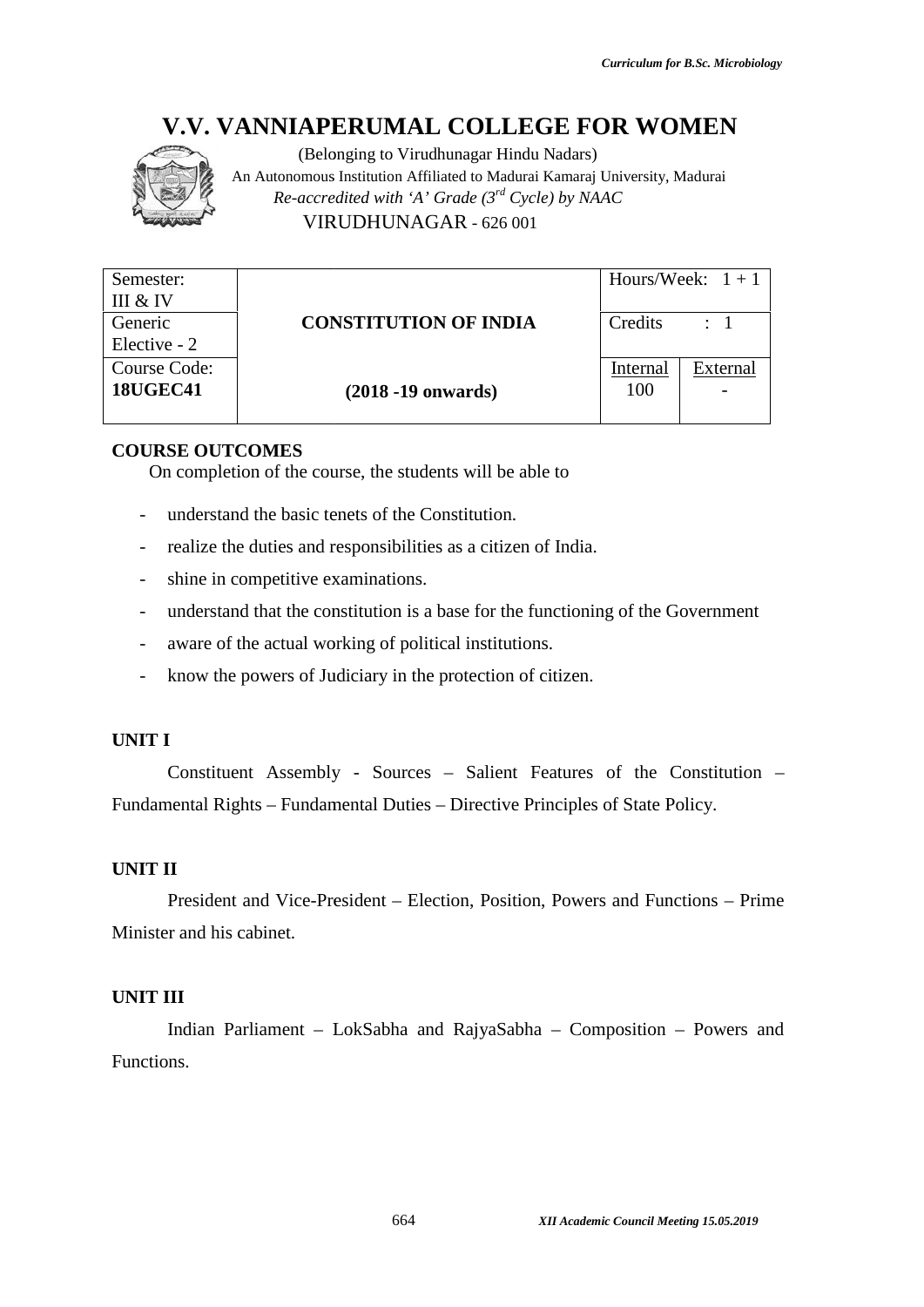# V.V. VANNIAPERUMAL COLLEGE FOR WOMEN

(Belonging to Virudhunagar Hindu Nadars)
An Autonomous Institution Affiliated to Madurai Kamaraj University, Madurai
*Re-accredited with 'A' Grade (3rd Cycle) by NAAC*
VIRUDHUNAGAR - 626 001

| | | | |
|---|---|---|---|
| Semester: III & IV | **CONSTITUTION OF INDIA** | Hours/Week: 1 + 1 | |
| Generic Elective - 2 | | Credits : 1 | |
| Course Code: **18UGEC41** | **(2018 -19 onwards)** | Internal 100 | External - |

**COURSE OUTCOMES**

On completion of the course, the students will be able to

- understand the basic tenets of the Constitution.
- realize the duties and responsibilities as a citizen of India.
- shine in competitive examinations.
- understand that the constitution is a base for the functioning of the Government
- aware of the actual working of political institutions.
- know the powers of Judiciary in the protection of citizen.

**UNIT I**

Constituent Assembly - Sources – Salient Features of the Constitution – Fundamental Rights – Fundamental Duties – Directive Principles of State Policy.

**UNIT II**

President and Vice-President – Election, Position, Powers and Functions – Prime Minister and his cabinet.

**UNIT III**

Indian Parliament – LokSabha and RajyaSabha – Composition – Powers and Functions.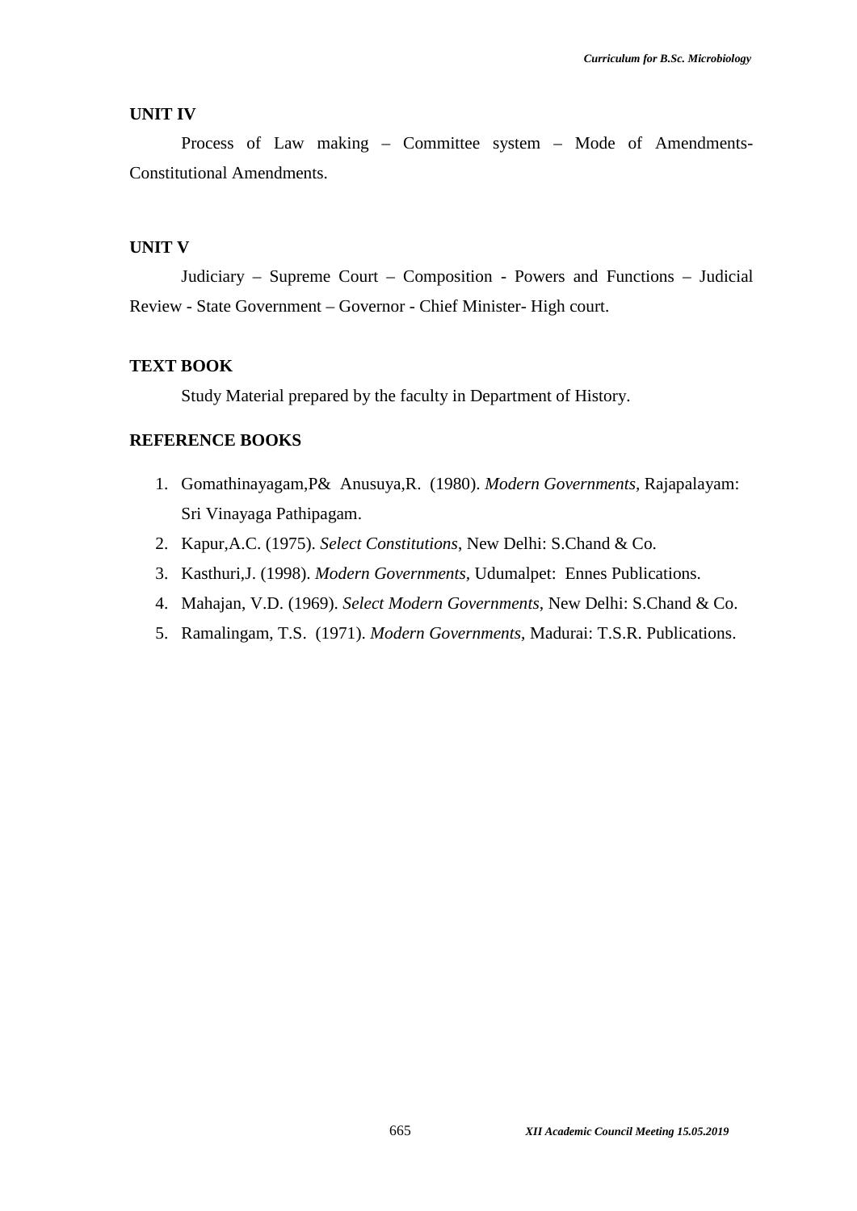**UNIT IV**

Process of Law making – Committee system – Mode of Amendments- Constitutional Amendments.

**UNIT V**

Judiciary – Supreme Court – Composition - Powers and Functions – Judicial Review - State Government – Governor - Chief Minister- High court.

**TEXT BOOK**

Study Material prepared by the faculty in Department of History.

**REFERENCE BOOKS**

1. Gomathinayagam,P& Anusuya,R. (1980). *Modern Governments*, Rajapalayam: Sri Vinayaga Pathipagam.
2. Kapur,A.C. (1975). *Select Constitutions*, New Delhi: S.Chand & Co.
3. Kasthuri,J. (1998). *Modern Governments*, Udumalpet: Ennes Publications.
4. Mahajan, V.D. (1969). *Select Modern Governments*, New Delhi: S.Chand & Co.
5. Ramalingam, T.S. (1971). *Modern Governments*, Madurai: T.S.R. Publications.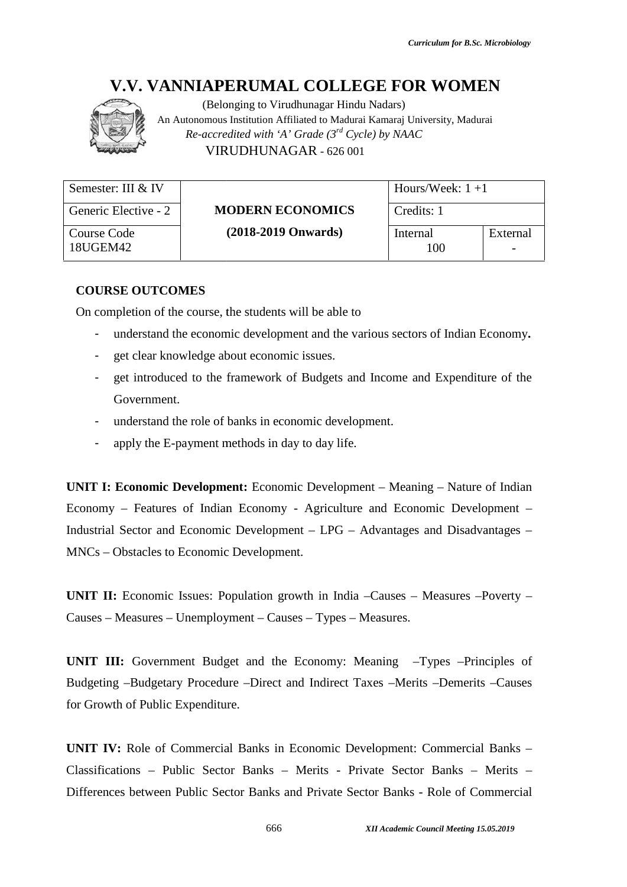# V.V. VANNIAPERUMAL COLLEGE FOR WOMEN

(Belonging to Virudhunagar Hindu Nadars)
An Autonomous Institution Affiliated to Madurai Kamaraj University, Madurai
*Re-accredited with 'A' Grade (3rd Cycle) by NAAC*
VIRUDHUNAGAR - 626 001

| | | | |
|---|---|---|---|
| Semester: III & IV | **MODERN ECONOMICS** | Hours/Week: 1 +1 | |
| Generic Elective - 2 | **(2018-2019 Onwards)** | Credits: 1 | |
| Course Code 18UGEM42 | | Internal 100 | External - |

**COURSE OUTCOMES**

On completion of the course, the students will be able to

- understand the economic development and the various sectors of Indian Economy**.**
- get clear knowledge about economic issues.
- get introduced to the framework of Budgets and Income and Expenditure of the Government.
- understand the role of banks in economic development.
- apply the E-payment methods in day to day life.

**UNIT I: Economic Development:** Economic Development – Meaning – Nature of Indian Economy – Features of Indian Economy - Agriculture and Economic Development – Industrial Sector and Economic Development – LPG – Advantages and Disadvantages – MNCs – Obstacles to Economic Development.

**UNIT II:** Economic Issues: Population growth in India –Causes – Measures –Poverty – Causes – Measures – Unemployment – Causes – Types – Measures.

**UNIT III:** Government Budget and the Economy: Meaning –Types –Principles of Budgeting –Budgetary Procedure –Direct and Indirect Taxes –Merits –Demerits –Causes for Growth of Public Expenditure.

**UNIT IV:** Role of Commercial Banks in Economic Development: Commercial Banks – Classifications – Public Sector Banks – Merits - Private Sector Banks – Merits – Differences between Public Sector Banks and Private Sector Banks - Role of Commercial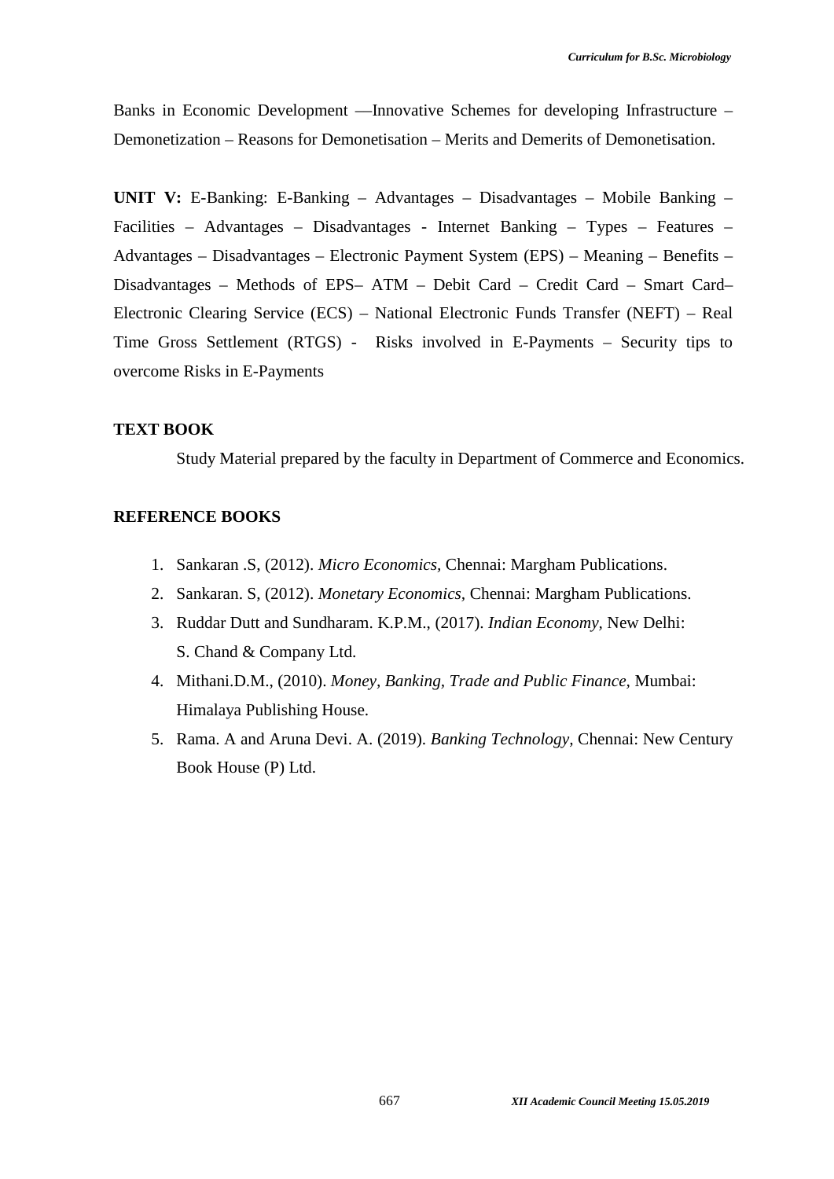Banks in Economic Development —Innovative Schemes for developing Infrastructure – Demonetization – Reasons for Demonetisation – Merits and Demerits of Demonetisation.

**UNIT V:** E-Banking: E-Banking – Advantages – Disadvantages – Mobile Banking – Facilities – Advantages – Disadvantages - Internet Banking – Types – Features – Advantages – Disadvantages – Electronic Payment System (EPS) – Meaning – Benefits – Disadvantages – Methods of EPS– ATM – Debit Card – Credit Card – Smart Card– Electronic Clearing Service (ECS) – National Electronic Funds Transfer (NEFT) – Real Time Gross Settlement (RTGS) - Risks involved in E-Payments – Security tips to overcome Risks in E-Payments

**TEXT BOOK**

Study Material prepared by the faculty in Department of Commerce and Economics.

**REFERENCE BOOKS**

1. Sankaran .S, (2012). *Micro Economics*, Chennai: Margham Publications.
2. Sankaran. S, (2012). *Monetary Economics*, Chennai: Margham Publications.
3. Ruddar Dutt and Sundharam. K.P.M., (2017). *Indian Economy*, New Delhi: S. Chand & Company Ltd.
4. Mithani.D.M., (2010). *Money, Banking, Trade and Public Finance*, Mumbai: Himalaya Publishing House.
5. Rama. A and Aruna Devi. A. (2019). *Banking Technology*, Chennai: New Century Book House (P) Ltd.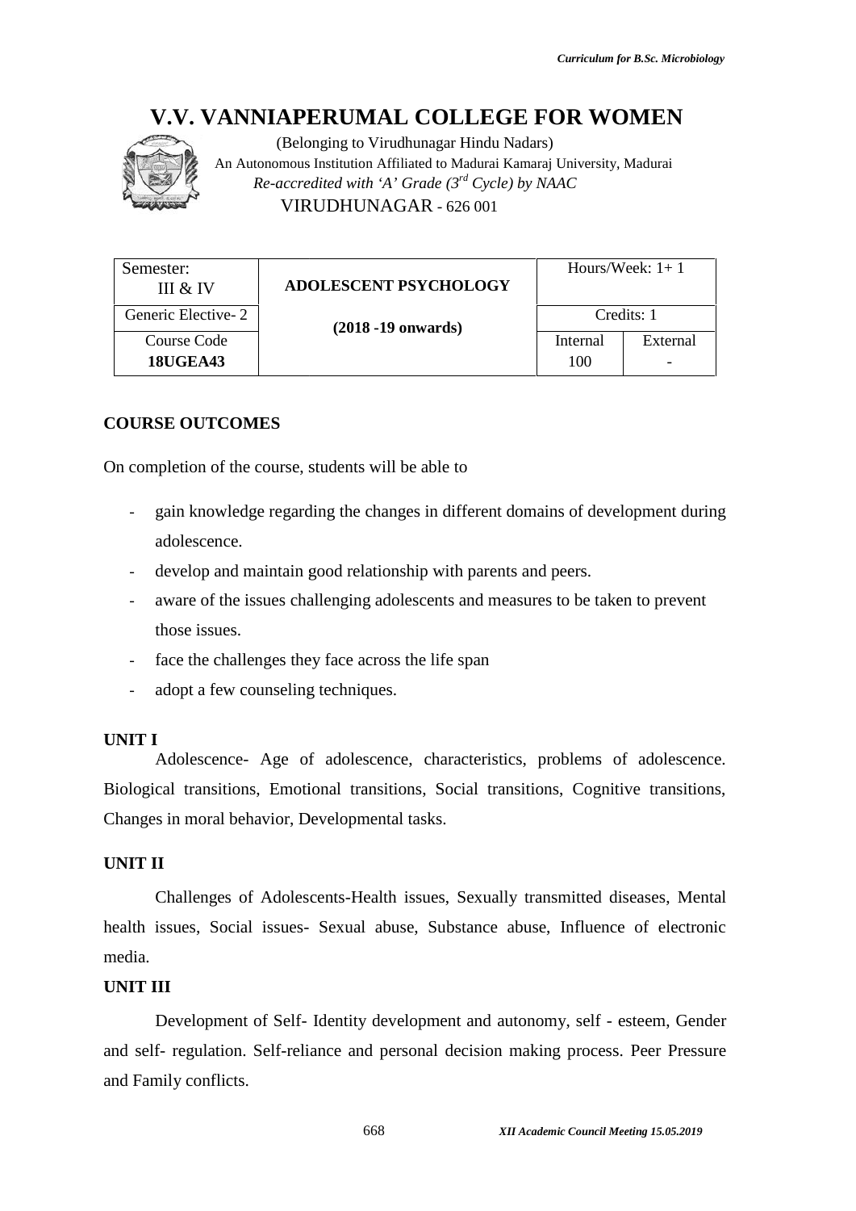# V.V. VANNIAPERUMAL COLLEGE FOR WOMEN

(Belonging to Virudhunagar Hindu Nadars)
An Autonomous Institution Affiliated to Madurai Kamaraj University, Madurai
*Re-accredited with 'A' Grade (3rd Cycle) by NAAC*
VIRUDHUNAGAR - 626 001

| Semester: III & IV | **ADOLESCENT PSYCHOLOGY** | Hours/Week: 1+ 1 | |
|---|---|---|---|
| Generic Elective- 2 | **(2018 -19 onwards)** | Credits: 1 | |
| Course Code **18UGEA43** | | Internal 100 | External - |

## COURSE OUTCOMES

On completion of the course, students will be able to

- gain knowledge regarding the changes in different domains of development during adolescence.
- develop and maintain good relationship with parents and peers.
- aware of the issues challenging adolescents and measures to be taken to prevent those issues.
- face the challenges they face across the life span
- adopt a few counseling techniques.

### UNIT I

Adolescence- Age of adolescence, characteristics, problems of adolescence. Biological transitions, Emotional transitions, Social transitions, Cognitive transitions, Changes in moral behavior, Developmental tasks.

### UNIT II

Challenges of Adolescents-Health issues, Sexually transmitted diseases, Mental health issues, Social issues- Sexual abuse, Substance abuse, Influence of electronic media.

### UNIT III

Development of Self- Identity development and autonomy, self - esteem, Gender and self- regulation. Self-reliance and personal decision making process. Peer Pressure and Family conflicts.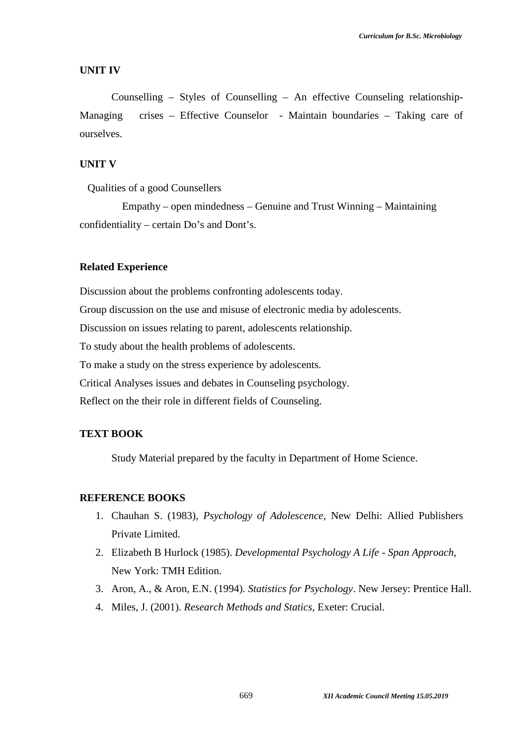## UNIT IV

Counselling – Styles of Counselling – An effective Counseling relationship- Managing crises – Effective Counselor - Maintain boundaries – Taking care of ourselves.

## UNIT V

Qualities of a good Counsellers

Empathy – open mindedness – Genuine and Trust Winning – Maintaining confidentiality – certain Do's and Dont's.

## Related Experience

Discussion about the problems confronting adolescents today.

Group discussion on the use and misuse of electronic media by adolescents.

Discussion on issues relating to parent, adolescents relationship.

To study about the health problems of adolescents.

To make a study on the stress experience by adolescents.

Critical Analyses issues and debates in Counseling psychology.

Reflect on the their role in different fields of Counseling.

## TEXT BOOK

Study Material prepared by the faculty in Department of Home Science.

## REFERENCE BOOKS

1. Chauhan S. (1983), *Psychology of Adolescence*, New Delhi: Allied Publishers Private Limited.
2. Elizabeth B Hurlock (1985). *Developmental Psychology A Life - Span Approach*, New York: TMH Edition.
3. Aron, A., & Aron, E.N. (1994). *Statistics for Psychology*. New Jersey: Prentice Hall.
4. Miles, J. (2001). *Research Methods and Statics*, Exeter: Crucial.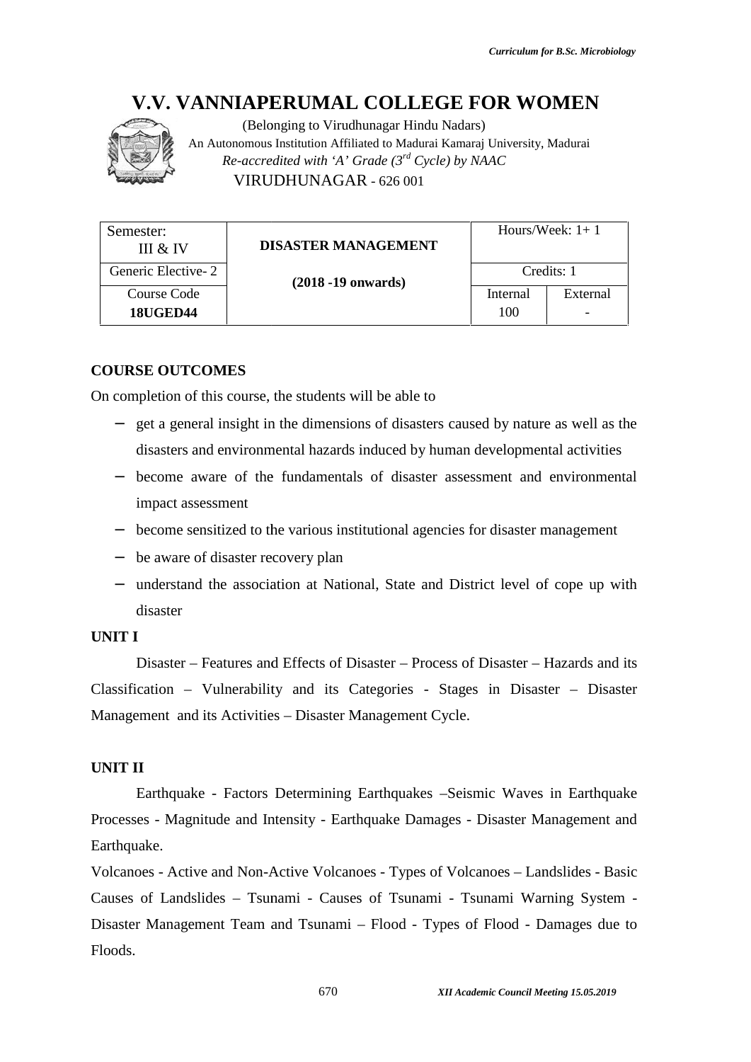# V.V. VANNIAPERUMAL COLLEGE FOR WOMEN

(Belonging to Virudhunagar Hindu Nadars)
An Autonomous Institution Affiliated to Madurai Kamaraj University, Madurai
*Re-accredited with 'A' Grade (3rd Cycle) by NAAC*
VIRUDHUNAGAR - 626 001

| Semester: III & IV | **DISASTER MANAGEMENT** | Hours/Week: 1+ 1 | |
|---|---|---|---|
| Generic Elective- 2 | **(2018 -19 onwards)** | Credits: 1 | |
| Course Code **18UGED44** | | Internal 100 | External - |

**COURSE OUTCOMES**

On completion of this course, the students will be able to

- get a general insight in the dimensions of disasters caused by nature as well as the disasters and environmental hazards induced by human developmental activities
- become aware of the fundamentals of disaster assessment and environmental impact assessment
- become sensitized to the various institutional agencies for disaster management
- be aware of disaster recovery plan
- understand the association at National, State and District level of cope up with disaster

**UNIT I**

Disaster – Features and Effects of Disaster – Process of Disaster – Hazards and its Classification – Vulnerability and its Categories - Stages in Disaster – Disaster Management and its Activities – Disaster Management Cycle.

**UNIT II**

Earthquake - Factors Determining Earthquakes –Seismic Waves in Earthquake Processes - Magnitude and Intensity - Earthquake Damages - Disaster Management and Earthquake.

Volcanoes - Active and Non-Active Volcanoes - Types of Volcanoes – Landslides - Basic Causes of Landslides – Tsunami - Causes of Tsunami - Tsunami Warning System - Disaster Management Team and Tsunami – Flood - Types of Flood - Damages due to Floods.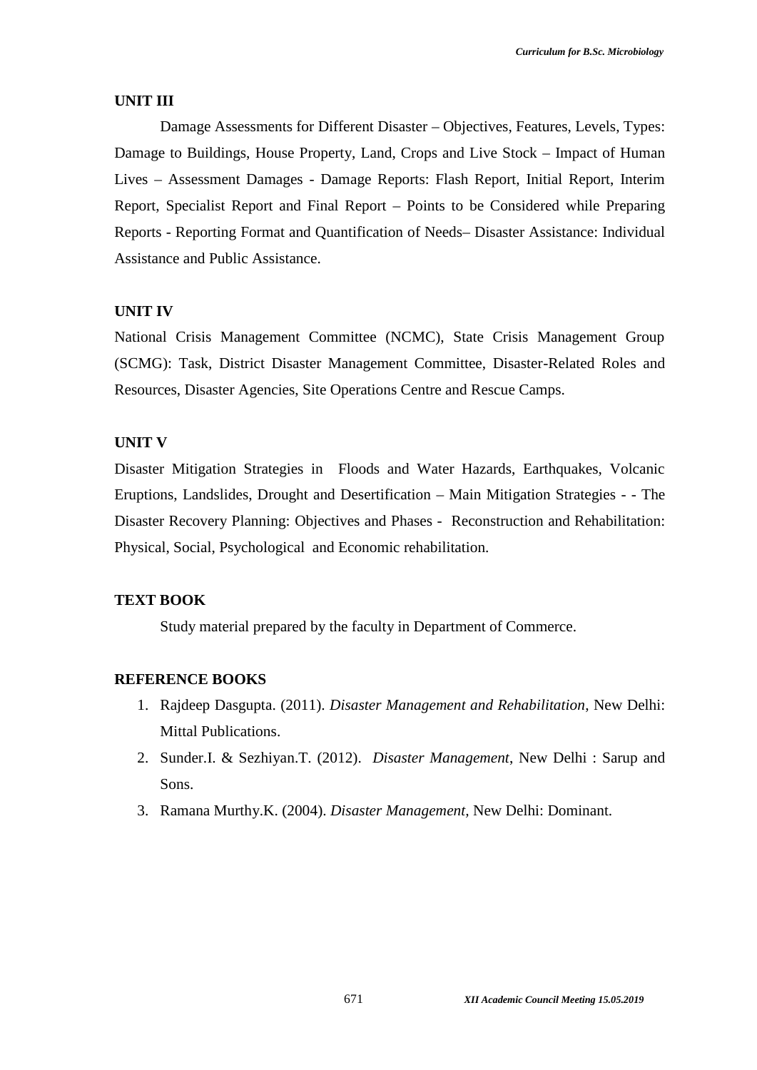**UNIT III**

Damage Assessments for Different Disaster – Objectives, Features, Levels, Types: Damage to Buildings, House Property, Land, Crops and Live Stock – Impact of Human Lives – Assessment Damages - Damage Reports: Flash Report, Initial Report, Interim Report, Specialist Report and Final Report – Points to be Considered while Preparing Reports - Reporting Format and Quantification of Needs– Disaster Assistance: Individual Assistance and Public Assistance.

**UNIT IV**

National Crisis Management Committee (NCMC), State Crisis Management Group (SCMG): Task, District Disaster Management Committee, Disaster-Related Roles and Resources, Disaster Agencies, Site Operations Centre and Rescue Camps.

**UNIT V**

Disaster Mitigation Strategies in Floods and Water Hazards, Earthquakes, Volcanic Eruptions, Landslides, Drought and Desertification – Main Mitigation Strategies - - The Disaster Recovery Planning: Objectives and Phases - Reconstruction and Rehabilitation: Physical, Social, Psychological and Economic rehabilitation.

**TEXT BOOK**

Study material prepared by the faculty in Department of Commerce.

**REFERENCE BOOKS**

1. Rajdeep Dasgupta. (2011). *Disaster Management and Rehabilitation*, New Delhi: Mittal Publications.
2. Sunder.I. & Sezhiyan.T. (2012). *Disaster Management*, New Delhi : Sarup and Sons.
3. Ramana Murthy.K. (2004). *Disaster Management*, New Delhi: Dominant.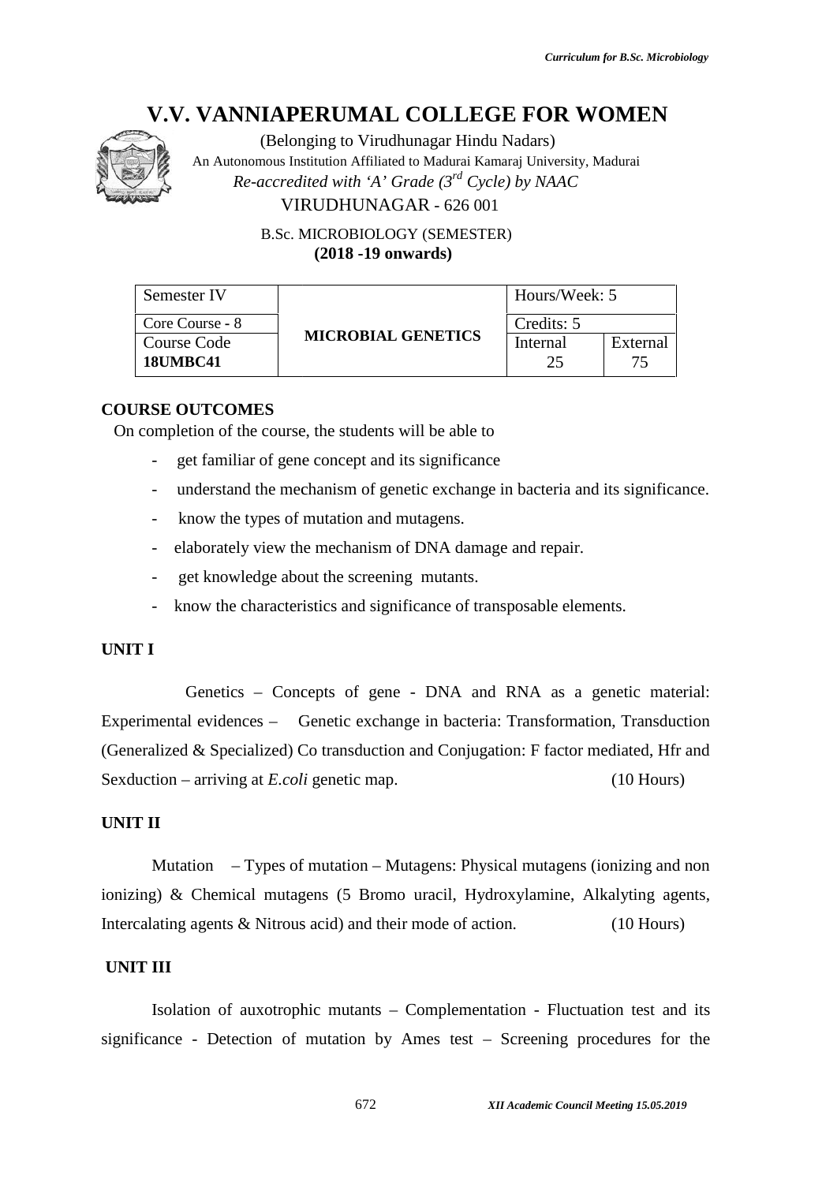# V.V. VANNIAPERUMAL COLLEGE FOR WOMEN

(Belonging to Virudhunagar Hindu Nadars)

An Autonomous Institution Affiliated to Madurai Kamaraj University, Madurai

*Re-accredited with 'A' Grade (3rd Cycle) by NAAC*

VIRUDHUNAGAR - 626 001

B.Sc. MICROBIOLOGY (SEMESTER)

**(2018 -19 onwards)**

| | | | |
|---|---|---|---|
| Semester IV | **MICROBIAL GENETICS** | Hours/Week: 5 | |
| Core Course - 8 | | Credits: 5 | |
| Course Code **18UMBC41** | | Internal 25 | External 75 |

**COURSE OUTCOMES**

On completion of the course, the students will be able to

- get familiar of gene concept and its significance
- understand the mechanism of genetic exchange in bacteria and its significance.
- know the types of mutation and mutagens.
- elaborately view the mechanism of DNA damage and repair.
- get knowledge about the screening mutants.
- know the characteristics and significance of transposable elements.

**UNIT I**

Genetics – Concepts of gene - DNA and RNA as a genetic material: Experimental evidences – Genetic exchange in bacteria: Transformation, Transduction (Generalized & Specialized) Co transduction and Conjugation: F factor mediated, Hfr and Sexduction – arriving at *E.coli* genetic map. (10 Hours)

**UNIT II**

Mutation – Types of mutation – Mutagens: Physical mutagens (ionizing and non ionizing) & Chemical mutagens (5 Bromo uracil, Hydroxylamine, Alkalyting agents, Intercalating agents & Nitrous acid) and their mode of action. (10 Hours)

**UNIT III**

Isolation of auxotrophic mutants – Complementation - Fluctuation test and its significance - Detection of mutation by Ames test – Screening procedures for the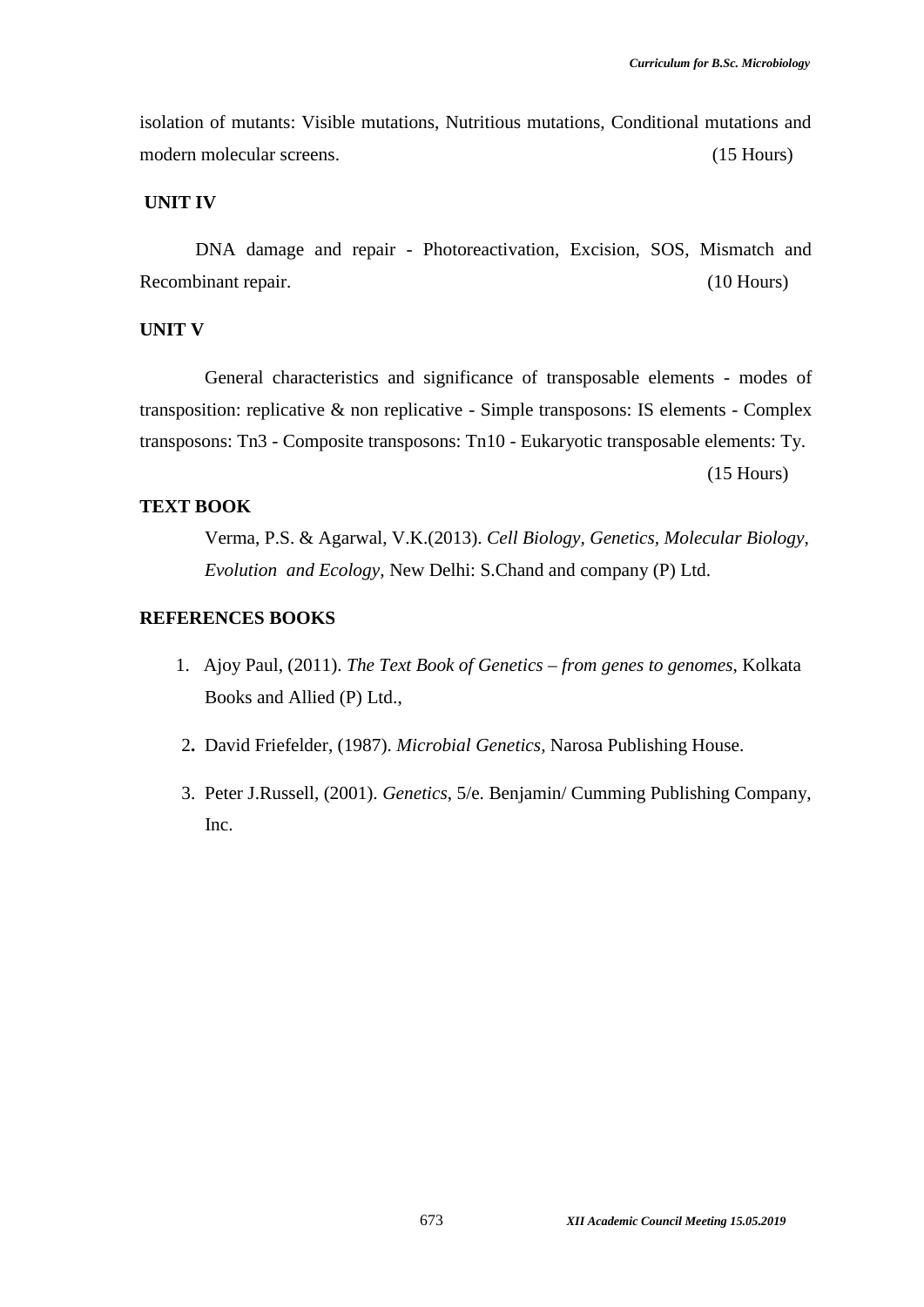isolation of mutants: Visible mutations, Nutritious mutations, Conditional mutations and modern molecular screens. (15 Hours)

**UNIT IV**

DNA damage and repair - Photoreactivation, Excision, SOS, Mismatch and Recombinant repair. (10 Hours)

**UNIT V**

General characteristics and significance of transposable elements - modes of transposition: replicative & non replicative - Simple transposons: IS elements - Complex transposons: Tn3 - Composite transposons: Tn10 - Eukaryotic transposable elements: Ty.

(15 Hours)

**TEXT BOOK**

Verma, P.S. & Agarwal, V.K.(2013). *Cell Biology, Genetics, Molecular Biology, Evolution and Ecology,* New Delhi: S.Chand and company (P) Ltd.

**REFERENCES BOOKS**

1. Ajoy Paul, (2011). *The Text Book of Genetics – from genes to genomes*, Kolkata Books and Allied (P) Ltd.,
2. David Friefelder, (1987). *Microbial Genetics*, Narosa Publishing House.
3. Peter J.Russell, (2001). *Genetics*, 5/e. Benjamin/ Cumming Publishing Company, Inc.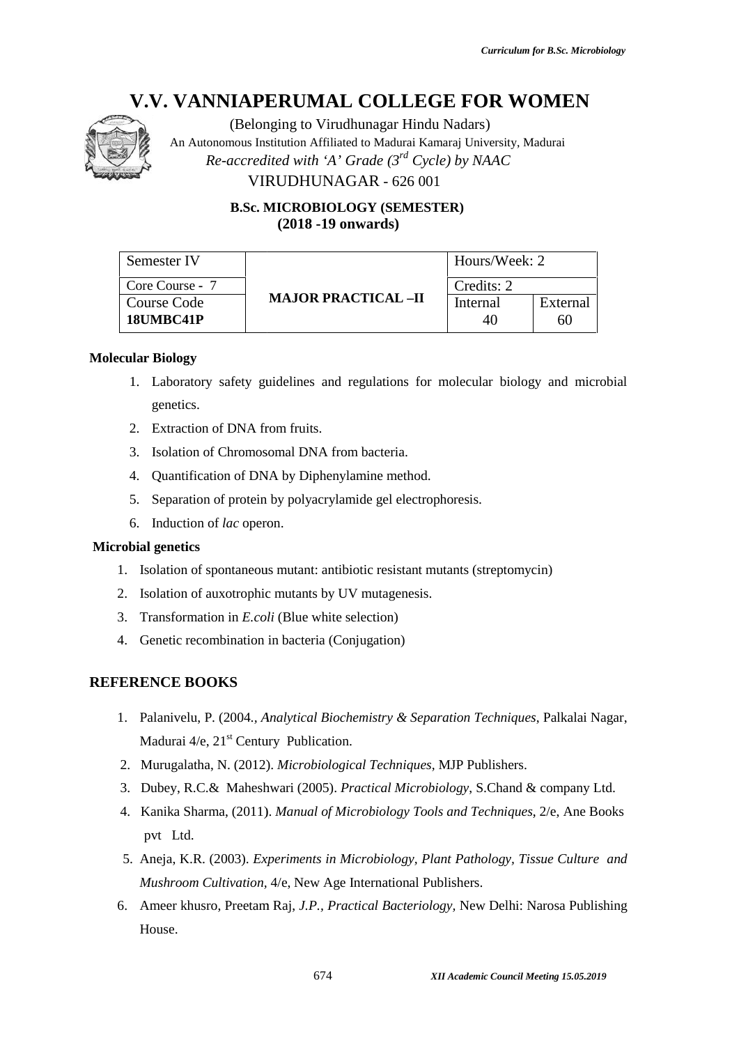# V.V. VANNIAPERUMAL COLLEGE FOR WOMEN

(Belonging to Virudhunagar Hindu Nadars)

An Autonomous Institution Affiliated to Madurai Kamaraj University, Madurai

*Re-accredited with 'A' Grade (3rd Cycle) by NAAC*

VIRUDHUNAGAR - 626 001

**B.Sc. MICROBIOLOGY (SEMESTER)**
**(2018 -19 onwards)**

| | | | |
|---|---|---|---|
| Semester IV | **MAJOR PRACTICAL –II** | Hours/Week: 2 | |
| Core Course - 7 | | Credits: 2 | |
| Course Code **18UMBC41P** | | Internal 40 | External 60 |

**Molecular Biology**

1. Laboratory safety guidelines and regulations for molecular biology and microbial genetics.
2. Extraction of DNA from fruits.
3. Isolation of Chromosomal DNA from bacteria.
4. Quantification of DNA by Diphenylamine method.
5. Separation of protein by polyacrylamide gel electrophoresis.
6. Induction of *lac* operon.

**Microbial genetics**

1. Isolation of spontaneous mutant: antibiotic resistant mutants (streptomycin)
2. Isolation of auxotrophic mutants by UV mutagenesis.
3. Transformation in *E.coli* (Blue white selection)
4. Genetic recombination in bacteria (Conjugation)

## REFERENCE BOOKS

1. Palanivelu, P. (2004., *Analytical Biochemistry & Separation Techniques*, Palkalai Nagar, Madurai 4/e, 21st Century Publication.
2. Murugalatha, N. (2012). *Microbiological Techniques*, MJP Publishers.
3. Dubey, R.C.& Maheshwari (2005). *Practical Microbiology*, S.Chand & company Ltd.
4. Kanika Sharma, (2011). *Manual of Microbiology Tools and Techniques*, 2/e, Ane Books pvt Ltd.
5. Aneja, K.R. (2003). *Experiments in Microbiology, Plant Pathology, Tissue Culture and Mushroom Cultivation*, 4/e, New Age International Publishers.
6. Ameer khusro, Preetam Raj, *J.P., Practical Bacteriology,* New Delhi: Narosa Publishing House.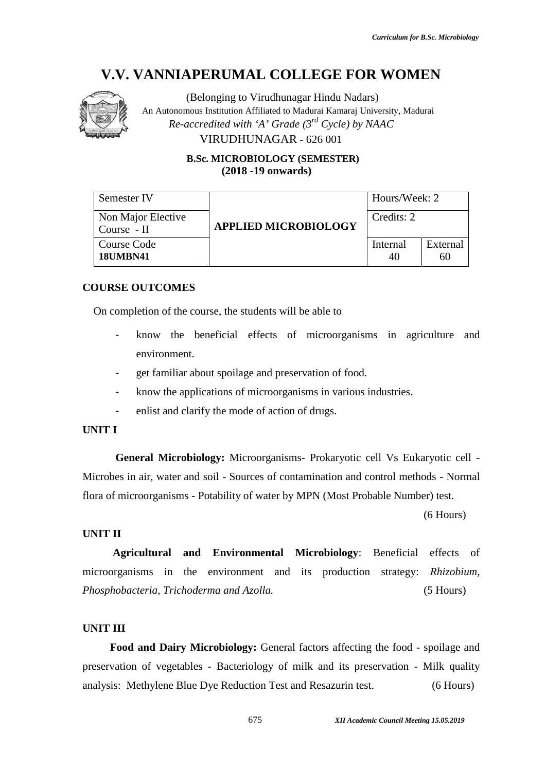# V.V. VANNIAPERUMAL COLLEGE FOR WOMEN

(Belonging to Virudhunagar Hindu Nadars)
An Autonomous Institution Affiliated to Madurai Kamaraj University, Madurai
*Re-accredited with 'A' Grade (3rd Cycle) by NAAC*
VIRUDHUNAGAR - 626 001

**B.Sc. MICROBIOLOGY (SEMESTER)**
**(2018 -19 onwards)**

| | | | |
|---|---|---|---|
| Semester IV | **APPLIED MICROBIOLOGY** | Hours/Week: 2 | |
| Non Major Elective Course - II | | Credits: 2 | |
| Course Code **18UMBN41** | | Internal 40 | External 60 |

**COURSE OUTCOMES**

On completion of the course, the students will be able to

- know the beneficial effects of microorganisms in agriculture and environment.
- get familiar about spoilage and preservation of food.
- know the applications of microorganisms in various industries.
- enlist and clarify the mode of action of drugs.

**UNIT I**

**General Microbiology:** Microorganisms- Prokaryotic cell Vs Eukaryotic cell - Microbes in air, water and soil - Sources of contamination and control methods - Normal flora of microorganisms - Potability of water by MPN (Most Probable Number) test.

(6 Hours)

**UNIT II**

**Agricultural and Environmental Microbiology**: Beneficial effects of microorganisms in the environment and its production strategy: *Rhizobium, Phosphobacteria, Trichoderma and Azolla.* (5 Hours)

**UNIT III**

**Food and Dairy Microbiology:** General factors affecting the food - spoilage and preservation of vegetables - Bacteriology of milk and its preservation - Milk quality analysis: Methylene Blue Dye Reduction Test and Resazurin test. (6 Hours)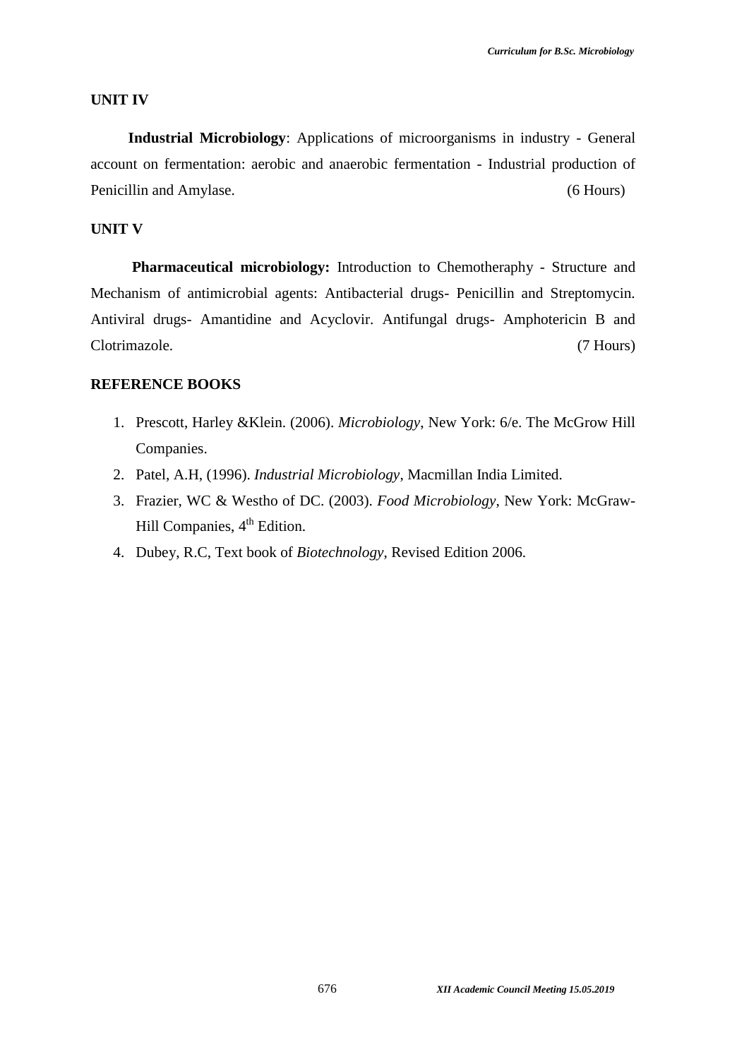## UNIT IV

**Industrial Microbiology**: Applications of microorganisms in industry - General account on fermentation: aerobic and anaerobic fermentation - Industrial production of Penicillin and Amylase. (6 Hours)

## UNIT V

**Pharmaceutical microbiology:** Introduction to Chemotheraphy - Structure and Mechanism of antimicrobial agents: Antibacterial drugs- Penicillin and Streptomycin. Antiviral drugs- Amantidine and Acyclovir. Antifungal drugs- Amphotericin B and Clotrimazole. (7 Hours)

## REFERENCE BOOKS

1. Prescott, Harley &Klein. (2006). *Microbiology*, New York: 6/e. The McGrow Hill Companies.
2. Patel, A.H, (1996). *Industrial Microbiology*, Macmillan India Limited.
3. Frazier, WC & Westho of DC. (2003). *Food Microbiology*, New York: McGraw-Hill Companies, 4th Edition.
4. Dubey, R.C, Text book of *Biotechnology*, Revised Edition 2006.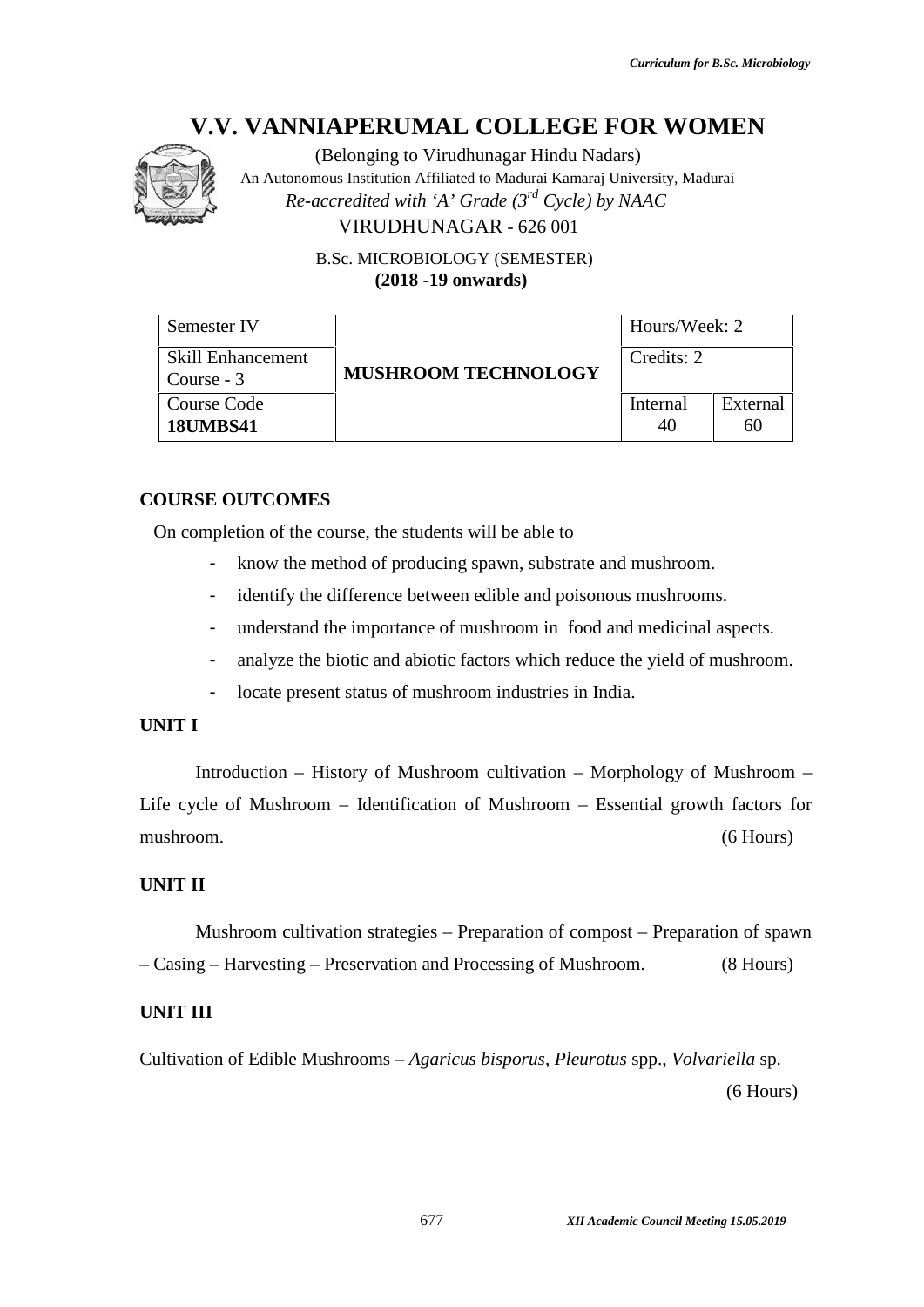# V.V. VANNIAPERUMAL COLLEGE FOR WOMEN

(Belonging to Virudhunagar Hindu Nadars)

An Autonomous Institution Affiliated to Madurai Kamaraj University, Madurai

*Re-accredited with 'A' Grade (3rd Cycle) by NAAC*

VIRUDHUNAGAR - 626 001

B.Sc. MICROBIOLOGY (SEMESTER)

**(2018 -19 onwards)**

| | | | |
|---|---|---|---|
| Semester IV | **MUSHROOM TECHNOLOGY** | Hours/Week: 2 | |
| Skill Enhancement Course - 3 | | Credits: 2 | |
| Course Code **18UMBS41** | | Internal 40 | External 60 |

**COURSE OUTCOMES**

On completion of the course, the students will be able to

- know the method of producing spawn, substrate and mushroom.
- identify the difference between edible and poisonous mushrooms.
- understand the importance of mushroom in food and medicinal aspects.
- analyze the biotic and abiotic factors which reduce the yield of mushroom.
- locate present status of mushroom industries in India.

**UNIT I**

Introduction – History of Mushroom cultivation – Morphology of Mushroom – Life cycle of Mushroom – Identification of Mushroom – Essential growth factors for mushroom. (6 Hours)

**UNIT II**

Mushroom cultivation strategies – Preparation of compost – Preparation of spawn – Casing – Harvesting – Preservation and Processing of Mushroom. (8 Hours)

**UNIT III**

Cultivation of Edible Mushrooms – *Agaricus bisporus*, *Pleurotus* spp., *Volvariella* sp. (6 Hours)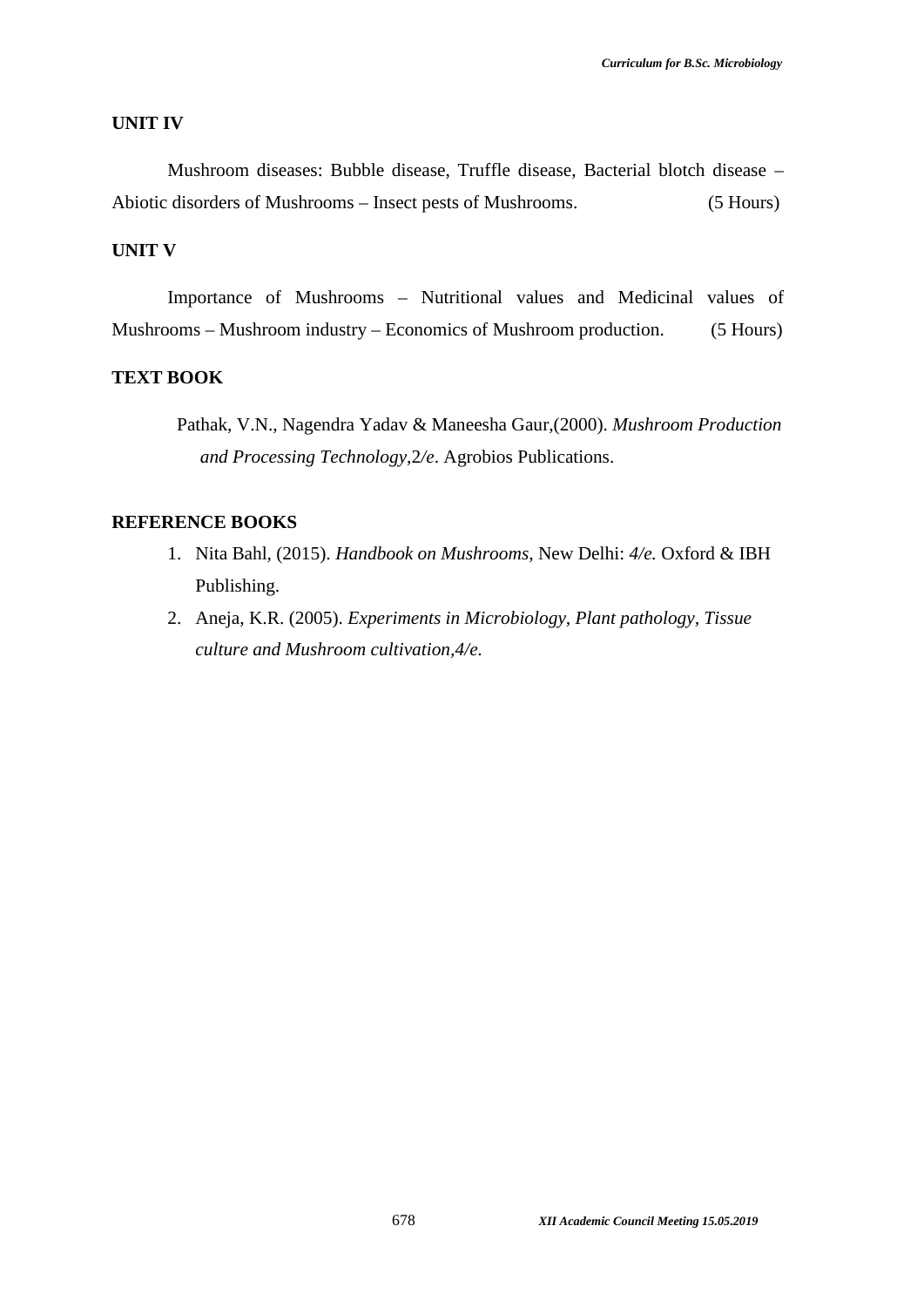## UNIT IV

Mushroom diseases: Bubble disease, Truffle disease, Bacterial blotch disease – Abiotic disorders of Mushrooms – Insect pests of Mushrooms. (5 Hours)

## UNIT V

Importance of Mushrooms – Nutritional values and Medicinal values of Mushrooms – Mushroom industry – Economics of Mushroom production. (5 Hours)

## TEXT BOOK

Pathak, V.N., Nagendra Yadav & Maneesha Gaur,(2000). *Mushroom Production and Processing Technology,2/e*. Agrobios Publications.

## REFERENCE BOOKS

1. Nita Bahl, (2015). *Handbook on Mushrooms*, New Delhi: *4/e.* Oxford & IBH Publishing.
2. Aneja, K.R. (2005). *Experiments in Microbiology, Plant pathology, Tissue culture and Mushroom cultivation,4/e.*